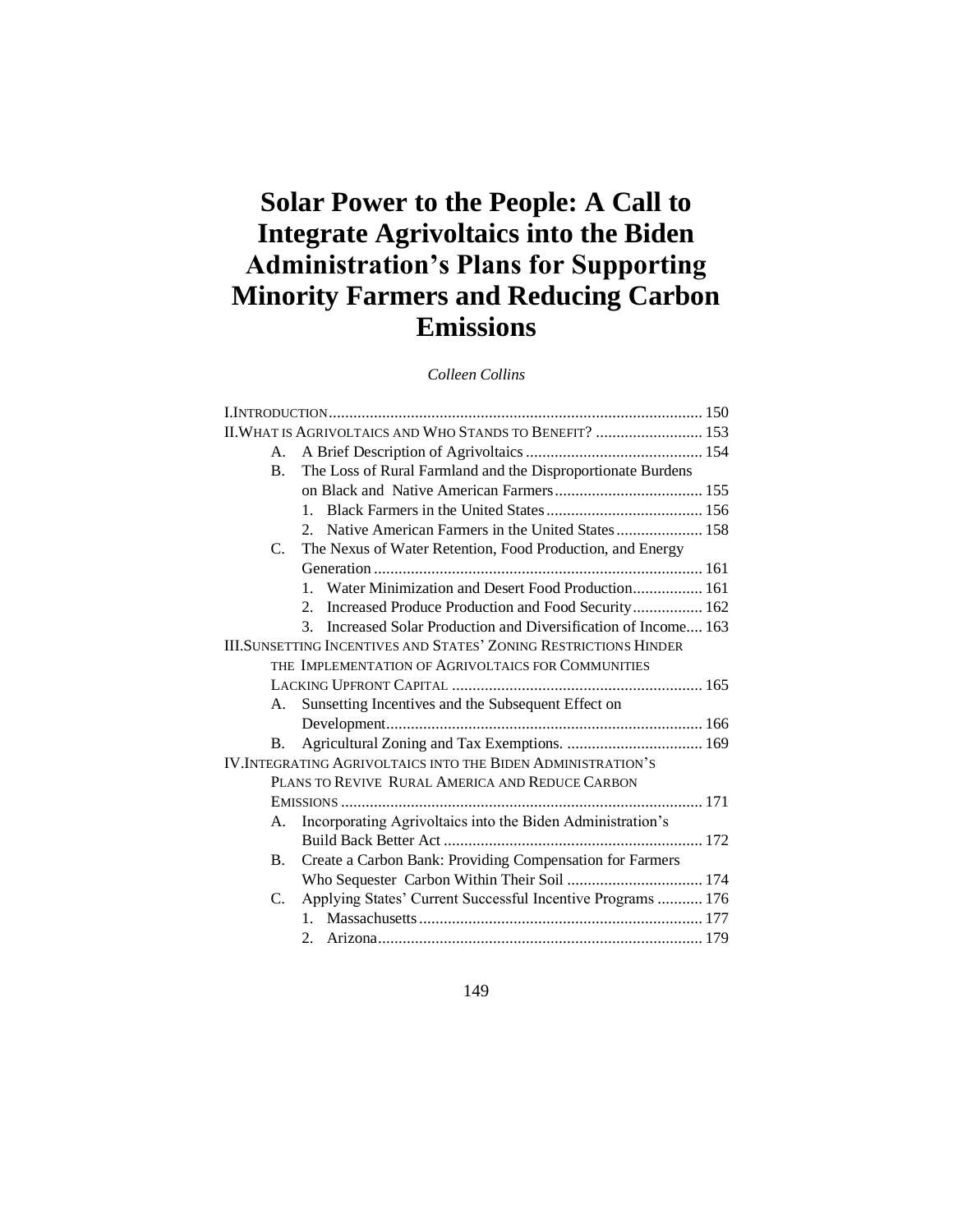# Solar Power to the People: A Call to Integrate Agrivoltaics into the Biden Administration's Plans for Supporting Minority Farmers and Reducing Carbon Emissions

*Colleen Collins*

I. INTRODUCTION .......... 150

II. WHAT IS AGRIVOLTAICS AND WHO STANDS TO BENEFIT? .......... 153

- A. A Brief Description of Agrivoltaics .......... 154
- B. The Loss of Rural Farmland and the Disproportionate Burdens on Black and Native American Farmers .......... 155
  1. Black Farmers in the United States .......... 156
  2. Native American Farmers in the United States .......... 158
- C. The Nexus of Water Retention, Food Production, and Energy Generation .......... 161
  1. Water Minimization and Desert Food Production .......... 161
  2. Increased Produce Production and Food Security .......... 162
  3. Increased Solar Production and Diversification of Income .......... 163

III. SUNSETTING INCENTIVES AND STATES' ZONING RESTRICTIONS HINDER THE IMPLEMENTATION OF AGRIVOLTAICS FOR COMMUNITIES LACKING UPFRONT CAPITAL .......... 165

- A. Sunsetting Incentives and the Subsequent Effect on Development .......... 166
- B. Agricultural Zoning and Tax Exemptions. .......... 169

IV. INTEGRATING AGRIVOLTAICS INTO THE BIDEN ADMINISTRATION'S PLANS TO REVIVE RURAL AMERICA AND REDUCE CARBON EMISSIONS .......... 171

- A. Incorporating Agrivoltaics into the Biden Administration's Build Back Better Act .......... 172
- B. Create a Carbon Bank: Providing Compensation for Farmers Who Sequester Carbon Within Their Soil .......... 174
- C. Applying States' Current Successful Incentive Programs .......... 176
  1. Massachusetts .......... 177
  2. Arizona .......... 179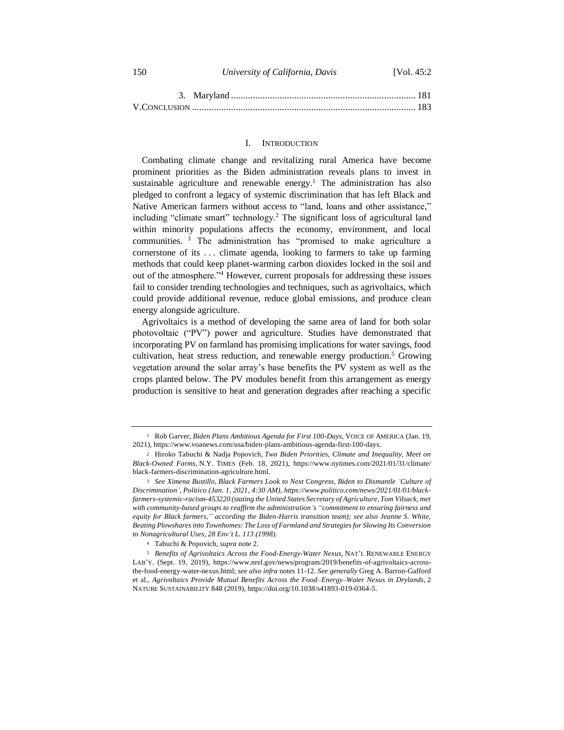3. Maryland ........................................................................... 181

V. CONCLUSION ........................................................................................... 183

## I. INTRODUCTION

Combating climate change and revitalizing rural America have become prominent priorities as the Biden administration reveals plans to invest in sustainable agriculture and renewable energy.[1] The administration has also pledged to confront a legacy of systemic discrimination that has left Black and Native American farmers without access to "land, loans and other assistance," including "climate smart" technology.[2] The significant loss of agricultural land within minority populations affects the economy, environment, and local communities. [3] The administration has "promised to make agriculture a cornerstone of its . . . climate agenda, looking to farmers to take up farming methods that could keep planet-warming carbon dioxides locked in the soil and out of the atmosphere."[4] However, current proposals for addressing these issues fail to consider trending technologies and techniques, such as agrivoltaics, which could provide additional revenue, reduce global emissions, and produce clean energy alongside agriculture.

Agrivoltaics is a method of developing the same area of land for both solar photovoltaic ("PV") power and agriculture. Studies have demonstrated that incorporating PV on farmland has promising implications for water savings, food cultivation, heat stress reduction, and renewable energy production.[5] Growing vegetation around the solar array's base benefits the PV system as well as the crops planted below. The PV modules benefit from this arrangement as energy production is sensitive to heat and generation degrades after reaching a specific

---

[1] Rob Garver, *Biden Plans Ambitious Agenda for First 100-Days*, VOICE OF AMERICA (Jan. 19, 2021), https://www.voanews.com/usa/biden-plans-ambitious-agenda-first-100-days.

[2] Hiroko Tabuchi & Nadja Popovich, *Two Biden Priorities, Climate and Inequality, Meet on Black-Owned Farms*, N.Y. TIMES (Feb. 18, 2021), https://www.nytimes.com/2021/01/31/climate/black-farmers-discrimination-agriculture.html.

[3] *See Ximena Bustillo, Black Farmers Look to Next Congress, Biden to Dismantle 'Culture of Discrimination', Politico (Jan. 1, 2021, 4:30 AM), https://www.politico.com/news/2021/01/01/black-farmers-systemic-racism-453220 (stating the United States Secretary of Agriculture, Tom Vilsack, met with community-based groups to reaffirm the administration's "commitment to ensuring fairness and equity for Black farmers," according the Biden-Harris transition team); see also Jeanne S. White, Beating Plowshares into Townhomes: The Loss of Farmland and Strategies for Slowing Its Conversion to Nonagricultural Uses, 28 Env't L. 113 (1998).*

[4] Tabuchi & Popovich, *supra* note 2.

[5] *Benefits of Agrivoltaics Across the Food-Energy-Water Nexus*, NAT'L RENEWABLE ENERGY LAB'Y. (Sept. 19, 2019), https://www.nrel.gov/news/program/2019/benefits-of-agrivoltaics-across-the-food-energy-water-nexus.html; *see also infra* notes 11-12. *See generally* Greg A. Barron-Gafford et al., *Agrivoltaics Provide Mutual Benefits Across the Food–Energy–Water Nexus in Drylands*, 2 NATURE SUSTAINABILITY 848 (2019), https://doi.org/10.1038/s41893-019-0364-5.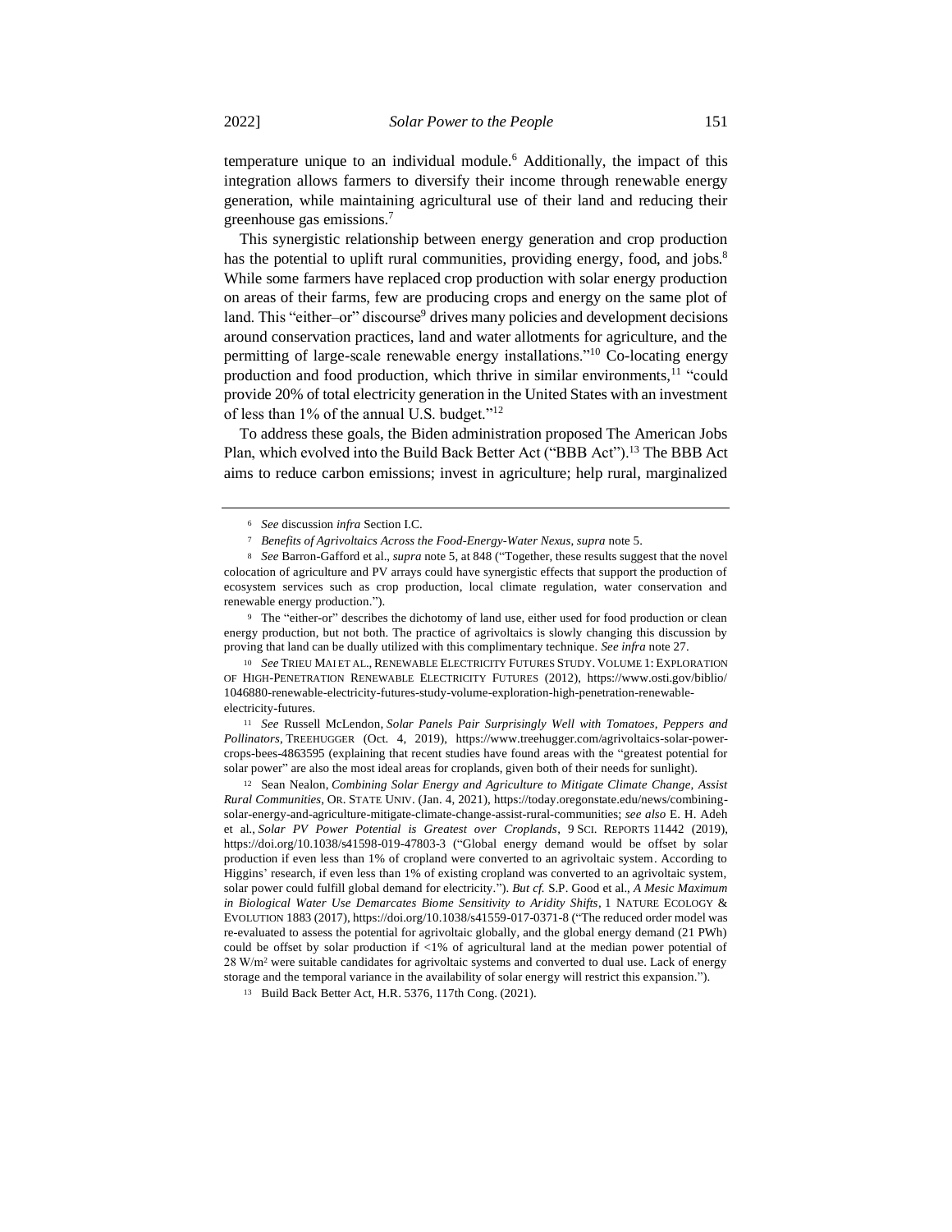temperature unique to an individual module.[6] Additionally, the impact of this integration allows farmers to diversify their income through renewable energy generation, while maintaining agricultural use of their land and reducing their greenhouse gas emissions.[7]

This synergistic relationship between energy generation and crop production has the potential to uplift rural communities, providing energy, food, and jobs.[8] While some farmers have replaced crop production with solar energy production on areas of their farms, few are producing crops and energy on the same plot of land. This "either–or" discourse[9] drives many policies and development decisions around conservation practices, land and water allotments for agriculture, and the permitting of large-scale renewable energy installations."[10] Co-locating energy production and food production, which thrive in similar environments,[11] "could provide 20% of total electricity generation in the United States with an investment of less than 1% of the annual U.S. budget."[12]

To address these goals, the Biden administration proposed The American Jobs Plan, which evolved into the Build Back Better Act ("BBB Act").[13] The BBB Act aims to reduce carbon emissions; invest in agriculture; help rural, marginalized

---

[6] *See* discussion *infra* Section I.C.

[7] *Benefits of Agrivoltaics Across the Food-Energy-Water Nexus*, *supra* note 5.

[8] *See* Barron-Gafford et al., *supra* note 5, at 848 ("Together, these results suggest that the novel colocation of agriculture and PV arrays could have synergistic effects that support the production of ecosystem services such as crop production, local climate regulation, water conservation and renewable energy production.").

[9] The "either-or" describes the dichotomy of land use, either used for food production or clean energy production, but not both. The practice of agrivoltaics is slowly changing this discussion by proving that land can be dually utilized with this complimentary technique. *See infra* note 27.

[10] *See* TRIEU MAI ET AL., RENEWABLE ELECTRICITY FUTURES STUDY. VOLUME 1: EXPLORATION OF HIGH-PENETRATION RENEWABLE ELECTRICITY FUTURES (2012), https://www.osti.gov/biblio/1046880-renewable-electricity-futures-study-volume-exploration-high-penetration-renewable-electricity-futures.

[11] *See* Russell McLendon, *Solar Panels Pair Surprisingly Well with Tomatoes, Peppers and Pollinators*, TREEHUGGER (Oct. 4, 2019), https://www.treehugger.com/agrivoltaics-solar-power-crops-bees-4863595 (explaining that recent studies have found areas with the "greatest potential for solar power" are also the most ideal areas for croplands, given both of their needs for sunlight).

[12] Sean Nealon, *Combining Solar Energy and Agriculture to Mitigate Climate Change, Assist Rural Communities*, OR. STATE UNIV. (Jan. 4, 2021), https://today.oregonstate.edu/news/combining-solar-energy-and-agriculture-mitigate-climate-change-assist-rural-communities; *see also* E. H. Adeh et al., *Solar PV Power Potential is Greatest over Croplands*, 9 SCI. REPORTS 11442 (2019), https://doi.org/10.1038/s41598-019-47803-3 ("Global energy demand would be offset by solar production if even less than 1% of cropland were converted to an agrivoltaic system. According to Higgins' research, if even less than 1% of existing cropland was converted to an agrivoltaic system, solar power could fulfill global demand for electricity."). *But cf.* S.P. Good et al., *A Mesic Maximum in Biological Water Use Demarcates Biome Sensitivity to Aridity Shifts*, 1 NATURE ECOLOGY & EVOLUTION 1883 (2017), https://doi.org/10.1038/s41559-017-0371-8 ("The reduced order model was re-evaluated to assess the potential for agrivoltaic globally, and the global energy demand (21 PWh) could be offset by solar production if <1% of agricultural land at the median power potential of 28 W/m$^2$ were suitable candidates for agrivoltaic systems and converted to dual use. Lack of energy storage and the temporal variance in the availability of solar energy will restrict this expansion.").

[13] Build Back Better Act, H.R. 5376, 117th Cong. (2021).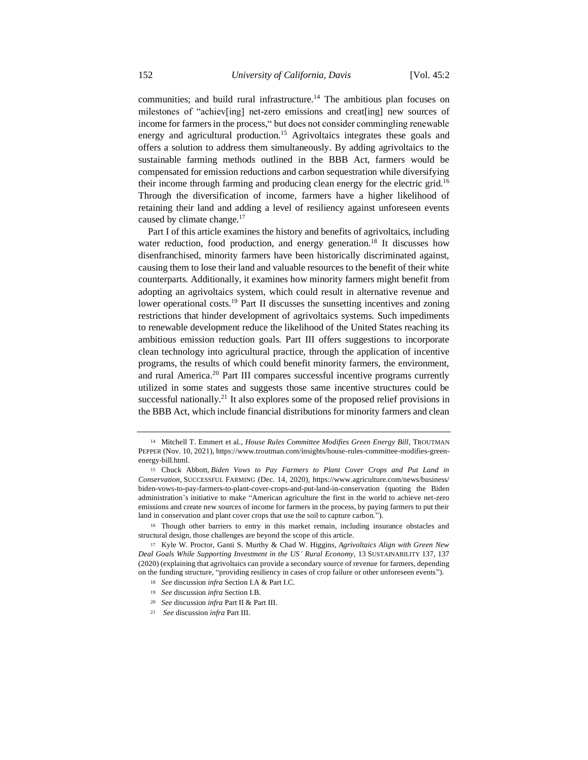communities; and build rural infrastructure.[14] The ambitious plan focuses on milestones of "achiev[ing] net-zero emissions and creat[ing] new sources of income for farmers in the process," but does not consider commingling renewable energy and agricultural production.[15] Agrivoltaics integrates these goals and offers a solution to address them simultaneously. By adding agrivoltaics to the sustainable farming methods outlined in the BBB Act, farmers would be compensated for emission reductions and carbon sequestration while diversifying their income through farming and producing clean energy for the electric grid.[16] Through the diversification of income, farmers have a higher likelihood of retaining their land and adding a level of resiliency against unforeseen events caused by climate change.[17]

Part I of this article examines the history and benefits of agrivoltaics, including water reduction, food production, and energy generation.[18] It discusses how disenfranchised, minority farmers have been historically discriminated against, causing them to lose their land and valuable resources to the benefit of their white counterparts. Additionally, it examines how minority farmers might benefit from adopting an agrivoltaics system, which could result in alternative revenue and lower operational costs.[19] Part II discusses the sunsetting incentives and zoning restrictions that hinder development of agrivoltaics systems. Such impediments to renewable development reduce the likelihood of the United States reaching its ambitious emission reduction goals. Part III offers suggestions to incorporate clean technology into agricultural practice, through the application of incentive programs, the results of which could benefit minority farmers, the environment, and rural America.[20] Part III compares successful incentive programs currently utilized in some states and suggests those same incentive structures could be successful nationally.[21] It also explores some of the proposed relief provisions in the BBB Act, which include financial distributions for minority farmers and clean

---

14 Mitchell T. Emmert et al., *House Rules Committee Modifies Green Energy Bill*, TROUTMAN PEPPER (Nov. 10, 2021), https://www.troutman.com/insights/house-rules-committee-modifies-green-energy-bill.html.

15 Chuck Abbott, *Biden Vows to Pay Farmers to Plant Cover Crops and Put Land in Conservation*, SUCCESSFUL FARMING (Dec. 14, 2020), https://www.agriculture.com/news/business/biden-vows-to-pay-farmers-to-plant-cover-crops-and-put-land-in-conservation (quoting the Biden administration's initiative to make "American agriculture the first in the world to achieve net-zero emissions and create new sources of income for farmers in the process, by paying farmers to put their land in conservation and plant cover crops that use the soil to capture carbon.").

16 Though other barriers to entry in this market remain, including insurance obstacles and structural design, those challenges are beyond the scope of this article.

17 Kyle W. Proctor, Ganti S. Murthy & Chad W. Higgins, *Agrivoltaics Align with Green New Deal Goals While Supporting Investment in the US' Rural Economy*, 13 SUSTAINABILITY 137, 137 (2020) (explaining that agrivoltaics can provide a secondary source of revenue for farmers, depending on the funding structure, "providing resiliency in cases of crop failure or other unforeseen events").

18 *See* discussion *infra* Section I.A & Part I.C.

19 *See* discussion *infra* Section I.B.

20 *See* discussion *infra* Part II & Part III.

21 *See* discussion *infra* Part III.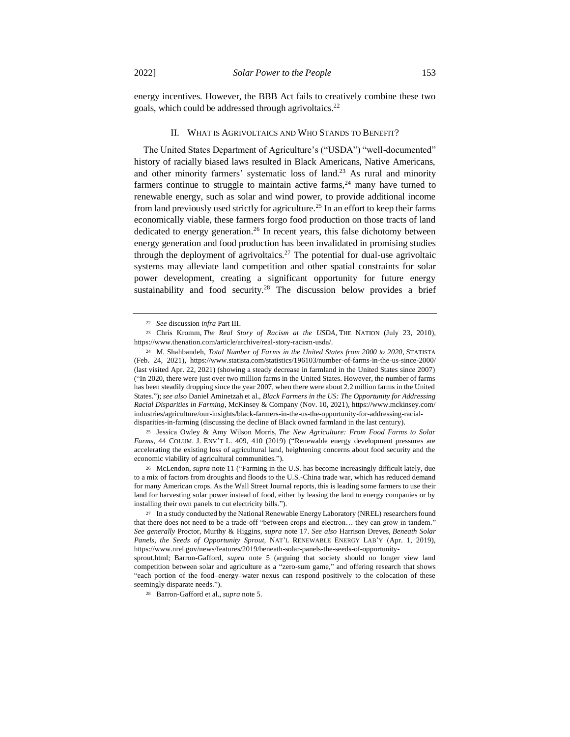energy incentives. However, the BBB Act fails to creatively combine these two goals, which could be addressed through agrivoltaics.[22]

## II. What is Agrivoltaics and Who Stands to Benefit?

The United States Department of Agriculture's ("USDA") "well-documented" history of racially biased laws resulted in Black Americans, Native Americans, and other minority farmers' systematic loss of land.[23] As rural and minority farmers continue to struggle to maintain active farms,[24] many have turned to renewable energy, such as solar and wind power, to provide additional income from land previously used strictly for agriculture.[25] In an effort to keep their farms economically viable, these farmers forgo food production on those tracts of land dedicated to energy generation.[26] In recent years, this false dichotomy between energy generation and food production has been invalidated in promising studies through the deployment of agrivoltaics.[27] The potential for dual-use agrivoltaic systems may alleviate land competition and other spatial constraints for solar power development, creating a significant opportunity for future energy sustainability and food security.[28] The discussion below provides a brief

---

22 *See* discussion *infra* Part III.

23 Chris Kromm, *The Real Story of Racism at the USDA*, The Nation (July 23, 2010), https://www.thenation.com/article/archive/real-story-racism-usda/.

24 M. Shahbandeh, *Total Number of Farms in the United States from 2000 to 2020*, Statista (Feb. 24, 2021), https://www.statista.com/statistics/196103/number-of-farms-in-the-us-since-2000/ (last visited Apr. 22, 2021) (showing a steady decrease in farmland in the United States since 2007) ("In 2020, there were just over two million farms in the United States. However, the number of farms has been steadily dropping since the year 2007, when there were about 2.2 million farms in the United States."); *see also* Daniel Aminetzah et al., *Black Farmers in the US: The Opportunity for Addressing Racial Disparities in Farming*, McKinsey & Company (Nov. 10, 2021), https://www.mckinsey.com/industries/agriculture/our-insights/black-farmers-in-the-us-the-opportunity-for-addressing-racial-disparities-in-farming (discussing the decline of Black owned farmland in the last century).

25 Jessica Owley & Amy Wilson Morris, *The New Agriculture: From Food Farms to Solar Farms*, 44 Colum. J. Env't L. 409, 410 (2019) ("Renewable energy development pressures are accelerating the existing loss of agricultural land, heightening concerns about food security and the economic viability of agricultural communities.").

26 McLendon, *supra* note 11 ("Farming in the U.S. has become increasingly difficult lately, due to a mix of factors from droughts and floods to the U.S.-China trade war, which has reduced demand for many American crops. As the Wall Street Journal reports, this is leading some farmers to use their land for harvesting solar power instead of food, either by leasing the land to energy companies or by installing their own panels to cut electricity bills.").

27 In a study conducted by the National Renewable Energy Laboratory (NREL) researchers found that there does not need to be a trade-off "between crops and electron… they can grow in tandem." *See generally* Proctor, Murthy & Higgins, *supra* note 17. *See also* Harrison Dreves, *Beneath Solar Panels, the Seeds of Opportunity Sprout*, Nat'l Renewable Energy Lab'y (Apr. 1, 2019), https://www.nrel.gov/news/features/2019/beneath-solar-panels-the-seeds-of-opportunity-sprout.html; Barron-Gafford, *supra* note 5 (arguing that society should no longer view land competition between solar and agriculture as a "zero-sum game," and offering research that shows "each portion of the food–energy–water nexus can respond positively to the colocation of these seemingly disparate needs.").

28 Barron-Gafford et al., *supra* note 5.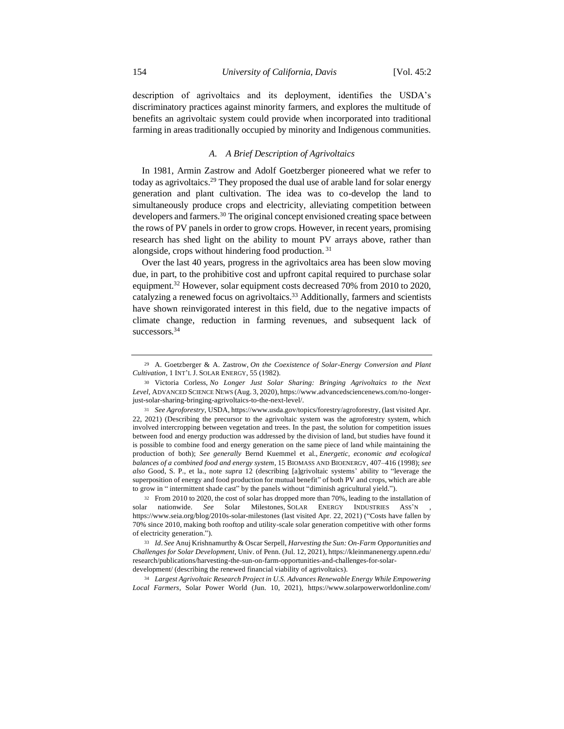description of agrivoltaics and its deployment, identifies the USDA's discriminatory practices against minority farmers, and explores the multitude of benefits an agrivoltaic system could provide when incorporated into traditional farming in areas traditionally occupied by minority and Indigenous communities.

### *A. A Brief Description of Agrivoltaics*

In 1981, Armin Zastrow and Adolf Goetzberger pioneered what we refer to today as agrivoltaics.[29] They proposed the dual use of arable land for solar energy generation and plant cultivation. The idea was to co-develop the land to simultaneously produce crops and electricity, alleviating competition between developers and farmers.[30] The original concept envisioned creating space between the rows of PV panels in order to grow crops. However, in recent years, promising research has shed light on the ability to mount PV arrays above, rather than alongside, crops without hindering food production.[31]

Over the last 40 years, progress in the agrivoltaics area has been slow moving due, in part, to the prohibitive cost and upfront capital required to purchase solar equipment.[32] However, solar equipment costs decreased 70% from 2010 to 2020, catalyzing a renewed focus on agrivoltaics.[33] Additionally, farmers and scientists have shown reinvigorated interest in this field, due to the negative impacts of climate change, reduction in farming revenues, and subsequent lack of successors.[34]

---

[29] A. Goetzberger & A. Zastrow, *On the Coexistence of Solar-Energy Conversion and Plant Cultivation*, 1 INT'L J. SOLAR ENERGY, 55 (1982).

[30] Victoria Corless, *No Longer Just Solar Sharing: Bringing Agrivoltaics to the Next Level*, ADVANCED SCIENCE NEWS (Aug. 3, 2020), https://www.advancedsciencenews.com/no-longer-just-solar-sharing-bringing-agrivoltaics-to-the-next-level/.

[31] *See Agroforestry*, USDA, https://www.usda.gov/topics/forestry/agroforestry, (last visited Apr. 22, 2021) (Describing the precursor to the agrivoltaic system was the agroforestry system, which involved intercropping between vegetation and trees. In the past, the solution for competition issues between food and energy production was addressed by the division of land, but studies have found it is possible to combine food and energy generation on the same piece of land while maintaining the production of both); *See generally* Bernd Kuemmel et al., *Energetic, economic and ecological balances of a combined food and energy system*, 15 BIOMASS AND BIOENERGY, 407–416 (1998); *see also* Good, S. P., et la., note *supra* 12 (describing [a]grivoltaic systems' ability to "leverage the superposition of energy and food production for mutual benefit" of both PV and crops, which are able to grow in " intermittent shade cast" by the panels without "diminish agricultural yield.").

[32] From 2010 to 2020, the cost of solar has dropped more than 70%, leading to the installation of solar nationwide. *See* Solar Milestones, SOLAR ENERGY INDUSTRIES ASS'N , https://www.seia.org/blog/2010s-solar-milestones (last visited Apr. 22, 2021) ("Costs have fallen by 70% since 2010, making both rooftop and utility-scale solar generation competitive with other forms of electricity generation.").

[33] *Id*. *See* Anuj Krishnamurthy & Oscar Serpell, *Harvesting the Sun: On-Farm Opportunities and Challenges for Solar Development*, Univ. of Penn. (Jul. 12, 2021), https://kleinmanenergy.upenn.edu/research/publications/harvesting-the-sun-on-farm-opportunities-and-challenges-for-solar-development/ (describing the renewed financial viability of agrivoltaics).

[34] *Largest Agrivoltaic Research Project in U.S. Advances Renewable Energy While Empowering Local Farmers*, Solar Power World (Jun. 10, 2021), https://www.solarpowerworldonline.com/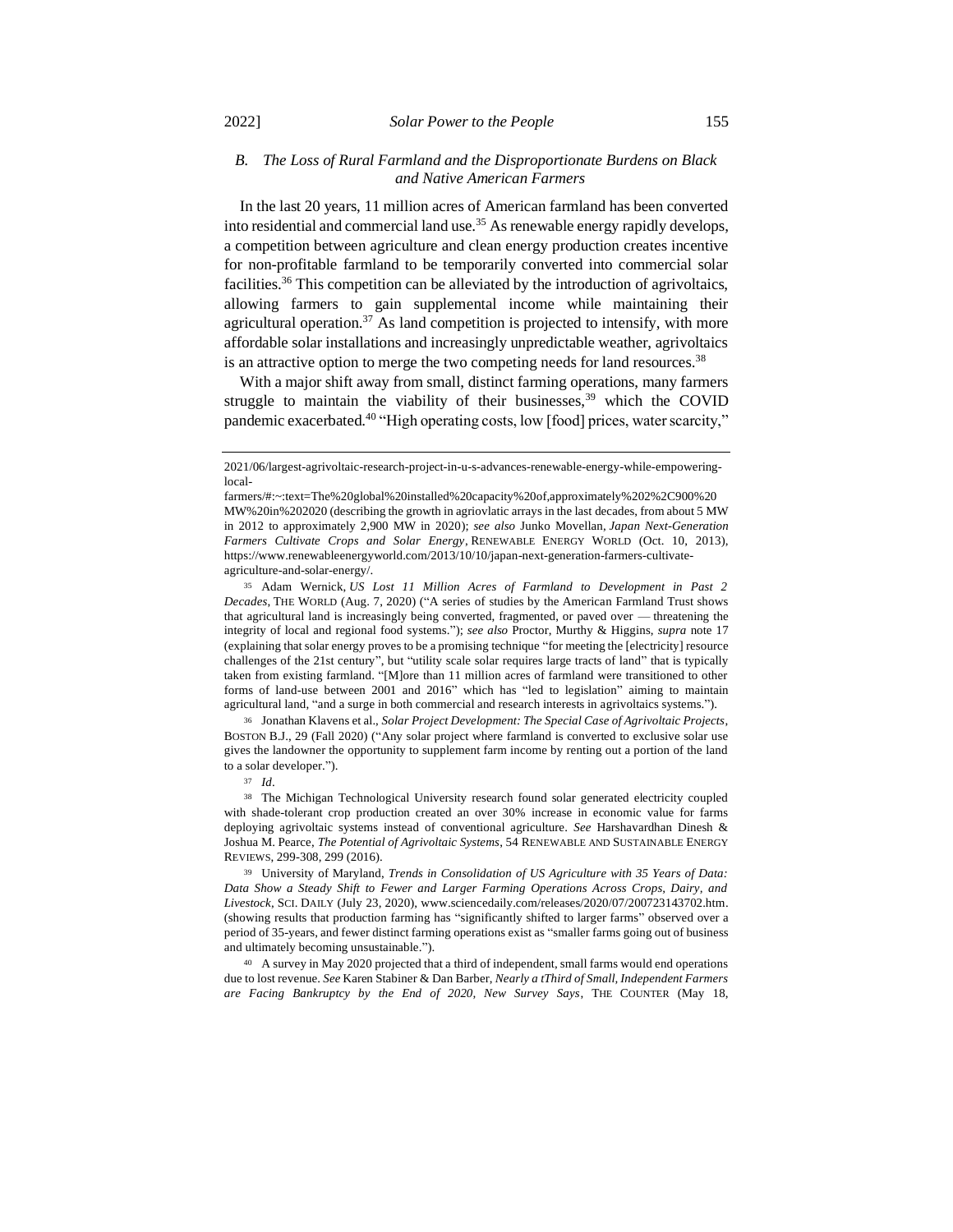### B. *The Loss of Rural Farmland and the Disproportionate Burdens on Black and Native American Farmers*

In the last 20 years, 11 million acres of American farmland has been converted into residential and commercial land use.[35] As renewable energy rapidly develops, a competition between agriculture and clean energy production creates incentive for non-profitable farmland to be temporarily converted into commercial solar facilities.[36] This competition can be alleviated by the introduction of agrivoltaics, allowing farmers to gain supplemental income while maintaining their agricultural operation.[37] As land competition is projected to intensify, with more affordable solar installations and increasingly unpredictable weather, agrivoltaics is an attractive option to merge the two competing needs for land resources.[38]

With a major shift away from small, distinct farming operations, many farmers struggle to maintain the viability of their businesses,[39] which the COVID pandemic exacerbated.[40] "High operating costs, low [food] prices, water scarcity,"

---

2021/06/largest-agrivoltaic-research-project-in-u-s-advances-renewable-energy-while-empowering-local-farmers/#:~:text=The%20global%20installed%20capacity%20of,approximately%202%2C900%20MW%20in%202020 (describing the growth in agriovlatic arrays in the last decades, from about 5 MW in 2012 to approximately 2,900 MW in 2020); *see also* Junko Movellan, *Japan Next-Generation Farmers Cultivate Crops and Solar Energy*, RENEWABLE ENERGY WORLD (Oct. 10, 2013), https://www.renewableenergyworld.com/2013/10/10/japan-next-generation-farmers-cultivate-agriculture-and-solar-energy/.

[35] Adam Wernick, *US Lost 11 Million Acres of Farmland to Development in Past 2 Decades*, THE WORLD (Aug. 7, 2020) ("A series of studies by the American Farmland Trust shows that agricultural land is increasingly being converted, fragmented, or paved over — threatening the integrity of local and regional food systems."); *see also* Proctor, Murthy & Higgins, *supra* note 17 (explaining that solar energy proves to be a promising technique "for meeting the [electricity] resource challenges of the 21st century", but "utility scale solar requires large tracts of land" that is typically taken from existing farmland. "[M]ore than 11 million acres of farmland were transitioned to other forms of land-use between 2001 and 2016" which has "led to legislation" aiming to maintain agricultural land, "and a surge in both commercial and research interests in agrivoltaics systems.").

[36] Jonathan Klavens et al., *Solar Project Development: The Special Case of Agrivoltaic Projects*, BOSTON B.J., 29 (Fall 2020) ("Any solar project where farmland is converted to exclusive solar use gives the landowner the opportunity to supplement farm income by renting out a portion of the land to a solar developer.").

[37] *Id*.

[38] The Michigan Technological University research found solar generated electricity coupled with shade-tolerant crop production created an over 30% increase in economic value for farms deploying agrivoltaic systems instead of conventional agriculture. *See* Harshavardhan Dinesh & Joshua M. Pearce, *The Potential of Agrivoltaic Systems*, 54 RENEWABLE AND SUSTAINABLE ENERGY REVIEWS, 299-308, 299 (2016).

[39] University of Maryland, *Trends in Consolidation of US Agriculture with 35 Years of Data: Data Show a Steady Shift to Fewer and Larger Farming Operations Across Crops, Dairy, and Livestock*, SCI. DAILY (July 23, 2020), www.sciencedaily.com/releases/2020/07/200723143702.htm. (showing results that production farming has "significantly shifted to larger farms" observed over a period of 35-years, and fewer distinct farming operations exist as "smaller farms going out of business and ultimately becoming unsustainable.").

[40] A survey in May 2020 projected that a third of independent, small farms would end operations due to lost revenue. *See* Karen Stabiner & Dan Barber, *Nearly a tThird of Small, Independent Farmers are Facing Bankruptcy by the End of 2020, New Survey Says*, THE COUNTER (May 18,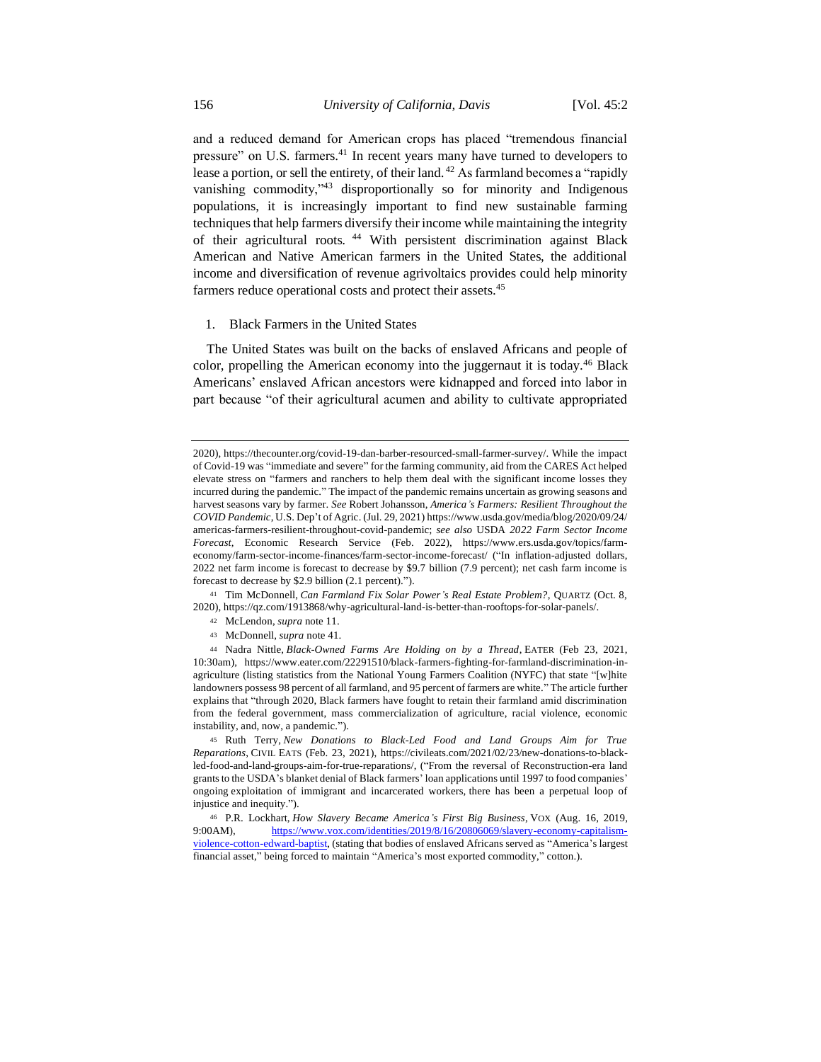and a reduced demand for American crops has placed "tremendous financial pressure" on U.S. farmers.[41] In recent years many have turned to developers to lease a portion, or sell the entirety, of their land.[42] As farmland becomes a "rapidly vanishing commodity,"[43] disproportionally so for minority and Indigenous populations, it is increasingly important to find new sustainable farming techniques that help farmers diversify their income while maintaining the integrity of their agricultural roots.[44] With persistent discrimination against Black American and Native American farmers in the United States, the additional income and diversification of revenue agrivoltaics provides could help minority farmers reduce operational costs and protect their assets.[45]

### 1. Black Farmers in the United States

The United States was built on the backs of enslaved Africans and people of color, propelling the American economy into the juggernaut it is today.[46] Black Americans' enslaved African ancestors were kidnapped and forced into labor in part because "of their agricultural acumen and ability to cultivate appropriated

---

2020), https://thecounter.org/covid-19-dan-barber-resourced-small-farmer-survey/. While the impact of Covid-19 was "immediate and severe" for the farming community, aid from the CARES Act helped elevate stress on "farmers and ranchers to help them deal with the significant income losses they incurred during the pandemic." The impact of the pandemic remains uncertain as growing seasons and harvest seasons vary by farmer. *See* Robert Johansson, *America's Farmers: Resilient Throughout the COVID Pandemic*, U.S. Dep't of Agric. (Jul. 29, 2021) https://www.usda.gov/media/blog/2020/09/24/americas-farmers-resilient-throughout-covid-pandemic; *see also* USDA *2022 Farm Sector Income Forecast*, Economic Research Service (Feb. 2022), https://www.ers.usda.gov/topics/farm-economy/farm-sector-income-finances/farm-sector-income-forecast/ ("In inflation-adjusted dollars, 2022 net farm income is forecast to decrease by $9.7 billion (7.9 percent); net cash farm income is forecast to decrease by $2.9 billion (2.1 percent).").

[41] Tim McDonnell, *Can Farmland Fix Solar Power's Real Estate Problem?*, QUARTZ (Oct. 8, 2020), https://qz.com/1913868/why-agricultural-land-is-better-than-rooftops-for-solar-panels/.

[42] McLendon, *supra* note 11.

[43] McDonnell, *supra* note 41.

[44] Nadra Nittle, *Black-Owned Farms Are Holding on by a Thread*, EATER (Feb 23, 2021, 10:30am), https://www.eater.com/22291510/black-farmers-fighting-for-farmland-discrimination-in-agriculture (listing statistics from the National Young Farmers Coalition (NYFC) that state "[w]hite landowners possess 98 percent of all farmland, and 95 percent of farmers are white." The article further explains that "through 2020, Black farmers have fought to retain their farmland amid discrimination from the federal government, mass commercialization of agriculture, racial violence, economic instability, and, now, a pandemic.").

[45] Ruth Terry, *New Donations to Black-Led Food and Land Groups Aim for True Reparations*, CIVIL EATS (Feb. 23, 2021), https://civileats.com/2021/02/23/new-donations-to-black-led-food-and-land-groups-aim-for-true-reparations/, ("From the reversal of Reconstruction-era land grants to the USDA's blanket denial of Black farmers' loan applications until 1997 to food companies' ongoing exploitation of immigrant and incarcerated workers, there has been a perpetual loop of injustice and inequity.").

[46] P.R. Lockhart, *How Slavery Became America's First Big Business*, VOX (Aug. 16, 2019, 9:00AM), https://www.vox.com/identities/2019/8/16/20806069/slavery-economy-capitalism-violence-cotton-edward-baptist, (stating that bodies of enslaved Africans served as "America's largest financial asset," being forced to maintain "America's most exported commodity," cotton.).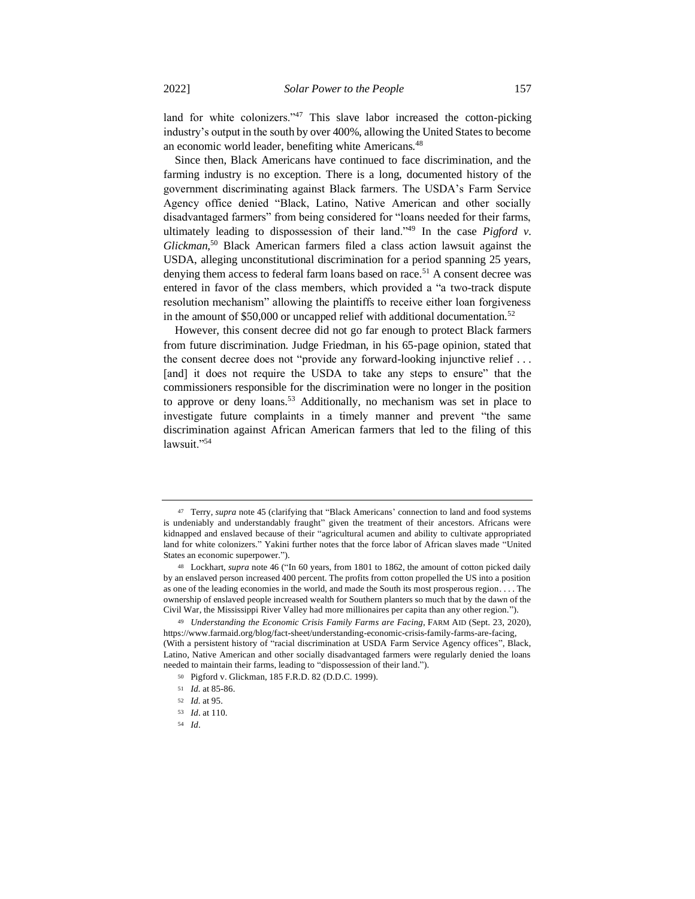land for white colonizers."[47] This slave labor increased the cotton-picking industry's output in the south by over 400%, allowing the United States to become an economic world leader, benefiting white Americans.[48]

Since then, Black Americans have continued to face discrimination, and the farming industry is no exception. There is a long, documented history of the government discriminating against Black farmers. The USDA's Farm Service Agency office denied "Black, Latino, Native American and other socially disadvantaged farmers" from being considered for "loans needed for their farms, ultimately leading to dispossession of their land."[49] In the case *Pigford v. Glickman*,[50] Black American farmers filed a class action lawsuit against the USDA, alleging unconstitutional discrimination for a period spanning 25 years, denying them access to federal farm loans based on race.[51] A consent decree was entered in favor of the class members, which provided a "a two-track dispute resolution mechanism" allowing the plaintiffs to receive either loan forgiveness in the amount of $50,000 or uncapped relief with additional documentation.[52]

However, this consent decree did not go far enough to protect Black farmers from future discrimination. Judge Friedman, in his 65-page opinion, stated that the consent decree does not "provide any forward-looking injunctive relief . . . [and] it does not require the USDA to take any steps to ensure" that the commissioners responsible for the discrimination were no longer in the position to approve or deny loans.[53] Additionally, no mechanism was set in place to investigate future complaints in a timely manner and prevent "the same discrimination against African American farmers that led to the filing of this lawsuit."[54]

---

[47] Terry, *supra* note 45 (clarifying that "Black Americans' connection to land and food systems is undeniably and understandably fraught" given the treatment of their ancestors. Africans were kidnapped and enslaved because of their "agricultural acumen and ability to cultivate appropriated land for white colonizers." Yakini further notes that the force labor of African slaves made "United States an economic superpower.").

[48] Lockhart, *supra* note 46 ("In 60 years, from 1801 to 1862, the amount of cotton picked daily by an enslaved person increased 400 percent. The profits from cotton propelled the US into a position as one of the leading economies in the world, and made the South its most prosperous region. . . . The ownership of enslaved people increased wealth for Southern planters so much that by the dawn of the Civil War, the Mississippi River Valley had more millionaires per capita than any other region.").

[49] *Understanding the Economic Crisis Family Farms are Facing*, FARM AID (Sept. 23, 2020), https://www.farmaid.org/blog/fact-sheet/understanding-economic-crisis-family-farms-are-facing, (With a persistent history of "racial discrimination at USDA Farm Service Agency offices", Black, Latino, Native American and other socially disadvantaged farmers were regularly denied the loans needed to maintain their farms, leading to "dispossession of their land.").

[50] Pigford v. Glickman, 185 F.R.D. 82 (D.D.C. 1999).

[51] *Id*. at 85-86.

[52] *Id*. at 95.

[53] *Id*. at 110.

[54] *Id*.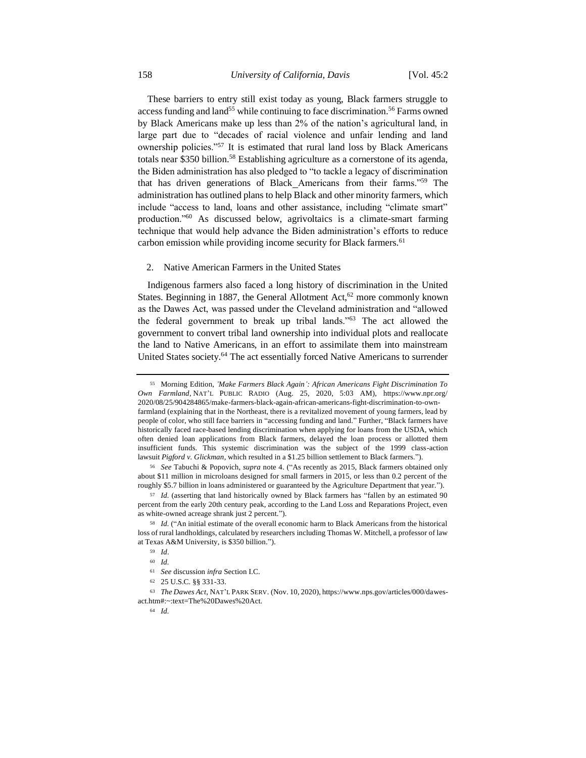These barriers to entry still exist today as young, Black farmers struggle to access funding and land[55] while continuing to face discrimination.[56] Farms owned by Black Americans make up less than 2% of the nation's agricultural land, in large part due to "decades of racial violence and unfair lending and land ownership policies."[57] It is estimated that rural land loss by Black Americans totals near $350 billion.[58] Establishing agriculture as a cornerstone of its agenda, the Biden administration has also pledged to "to tackle a legacy of discrimination that has driven generations of Black_Americans from their farms."[59] The administration has outlined plans to help Black and other minority farmers, which include "access to land, loans and other assistance, including "climate smart" production."[60] As discussed below, agrivoltaics is a climate-smart farming technique that would help advance the Biden administration's efforts to reduce carbon emission while providing income security for Black farmers.[61]

### 2. Native American Farmers in the United States

Indigenous farmers also faced a long history of discrimination in the United States. Beginning in 1887, the General Allotment Act,[62] more commonly known as the Dawes Act, was passed under the Cleveland administration and "allowed the federal government to break up tribal lands."[63] The act allowed the government to convert tribal land ownership into individual plots and reallocate the land to Native Americans, in an effort to assimilate them into mainstream United States society.[64] The act essentially forced Native Americans to surrender

---

[55] Morning Edition, *'Make Farmers Black Again': African Americans Fight Discrimination To Own Farmland*, NAT'L PUBLIC RADIO (Aug. 25, 2020, 5:03 AM), https://www.npr.org/2020/08/25/904284865/make-farmers-black-again-african-americans-fight-discrimination-to-own-farmland (explaining that in the Northeast, there is a revitalized movement of young farmers, lead by people of color, who still face barriers in "accessing funding and land." Further, "Black farmers have historically faced race-based lending discrimination when applying for loans from the USDA, which often denied loan applications from Black farmers, delayed the loan process or allotted them insufficient funds. This systemic discrimination was the subject of the 1999 class-action lawsuit *Pigford v. Glickman*, which resulted in a $1.25 billion settlement to Black farmers.").

[56] *See* Tabuchi & Popovich, *supra* note 4. ("As recently as 2015, Black farmers obtained only about $11 million in microloans designed for small farmers in 2015, or less than 0.2 percent of the roughly $5.7 billion in loans administered or guaranteed by the Agriculture Department that year.").

[57] *Id.* (asserting that land historically owned by Black farmers has "fallen by an estimated 90 percent from the early 20th century peak, according to the Land Loss and Reparations Project, even as white-owned acreage shrank just 2 percent.").

[58] *Id.* ("An initial estimate of the overall economic harm to Black Americans from the historical loss of rural landholdings, calculated by researchers including Thomas W. Mitchell, a professor of law at Texas A&M University, is $350 billion.").

[59] *Id*.

[60] *Id.*

[61] *See* discussion *infra* Section I.C.

[62] 25 U.S.C. §§ 331-33.

[63] *The Dawes Act*, NAT'L PARK SERV. (Nov. 10, 2020), https://www.nps.gov/articles/000/dawes-act.htm#:~:text=The%20Dawes%20Act.

[64] *Id.*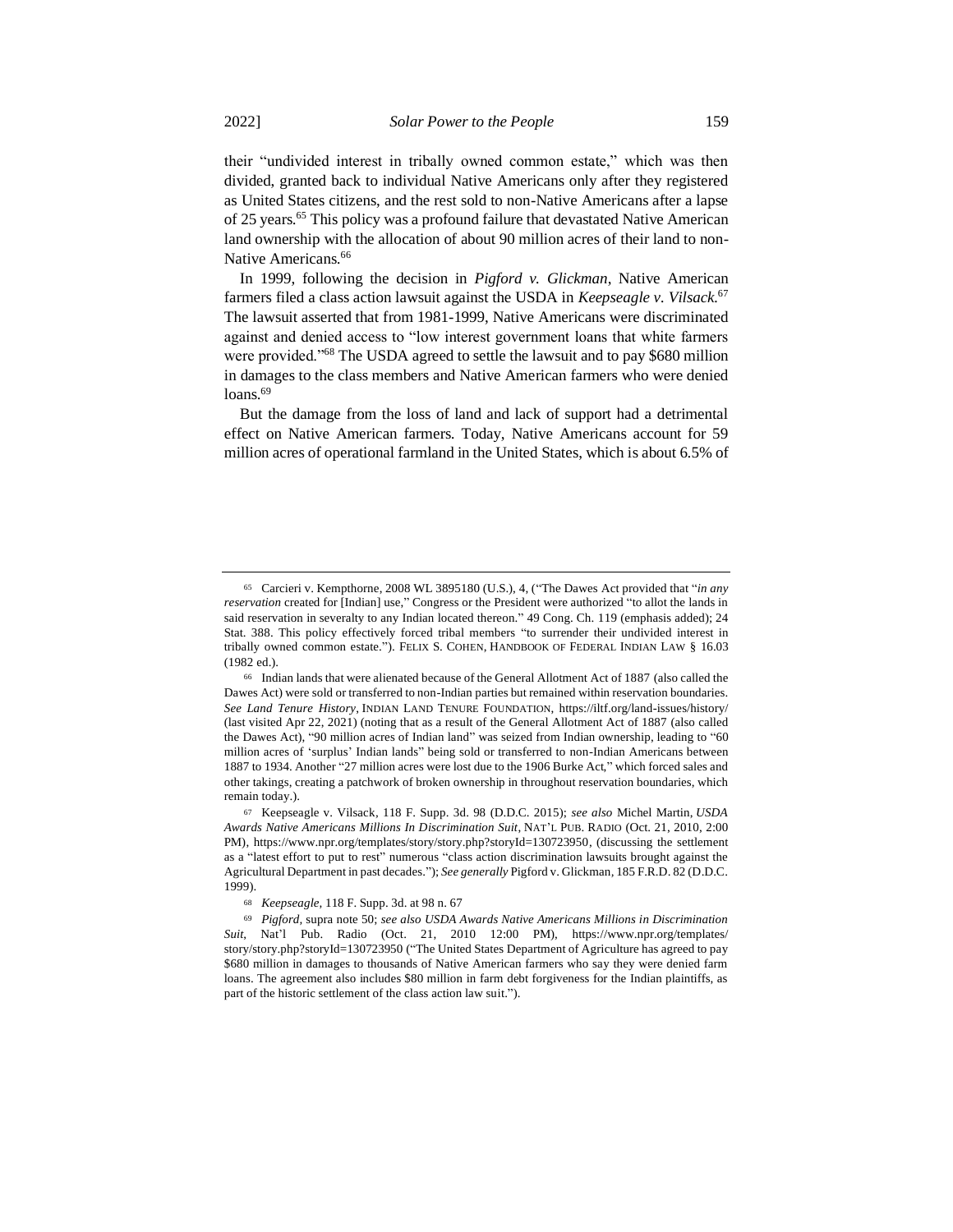their "undivided interest in tribally owned common estate," which was then divided, granted back to individual Native Americans only after they registered as United States citizens, and the rest sold to non-Native Americans after a lapse of 25 years.[65] This policy was a profound failure that devastated Native American land ownership with the allocation of about 90 million acres of their land to non-Native Americans.[66]

In 1999, following the decision in *Pigford v. Glickman*, Native American farmers filed a class action lawsuit against the USDA in *Keepseagle v. Vilsack*.[67] The lawsuit asserted that from 1981-1999, Native Americans were discriminated against and denied access to "low interest government loans that white farmers were provided."[68] The USDA agreed to settle the lawsuit and to pay $680 million in damages to the class members and Native American farmers who were denied loans.[69]

But the damage from the loss of land and lack of support had a detrimental effect on Native American farmers. Today, Native Americans account for 59 million acres of operational farmland in the United States, which is about 6.5% of

---

[65] Carcieri v. Kempthorne, 2008 WL 3895180 (U.S.), 4, ("The Dawes Act provided that "*in any reservation* created for [Indian] use," Congress or the President were authorized "to allot the lands in said reservation in severalty to any Indian located thereon." 49 Cong. Ch. 119 (emphasis added); 24 Stat. 388. This policy effectively forced tribal members "to surrender their undivided interest in tribally owned common estate."). FELIX S. COHEN, HANDBOOK OF FEDERAL INDIAN LAW § 16.03 (1982 ed.).

[66] Indian lands that were alienated because of the General Allotment Act of 1887 (also called the Dawes Act) were sold or transferred to non-Indian parties but remained within reservation boundaries. *See Land Tenure History*, INDIAN LAND TENURE FOUNDATION, https://iltf.org/land-issues/history/ (last visited Apr 22, 2021) (noting that as a result of the General Allotment Act of 1887 (also called the Dawes Act), "90 million acres of Indian land" was seized from Indian ownership, leading to "60 million acres of 'surplus' Indian lands" being sold or transferred to non-Indian Americans between 1887 to 1934. Another "27 million acres were lost due to the 1906 Burke Act," which forced sales and other takings, creating a patchwork of broken ownership in throughout reservation boundaries, which remain today.).

[67] Keepseagle v. Vilsack, 118 F. Supp. 3d. 98 (D.D.C. 2015); *see also* Michel Martin, *USDA Awards Native Americans Millions In Discrimination Suit*, NAT'L PUB. RADIO (Oct. 21, 2010, 2:00 PM), https://www.npr.org/templates/story/story.php?storyId=130723950, (discussing the settlement as a "latest effort to put to rest" numerous "class action discrimination lawsuits brought against the Agricultural Department in past decades."); *See generally* Pigford v. Glickman, 185 F.R.D. 82 (D.D.C. 1999).

[68] *Keepseagle*, 118 F. Supp. 3d. at 98 n. 67

[69] *Pigford*, supra note 50; *see also USDA Awards Native Americans Millions in Discrimination Suit*, Nat'l Pub. Radio (Oct. 21, 2010 12:00 PM), https://www.npr.org/templates/story/story.php?storyId=130723950 ("The United States Department of Agriculture has agreed to pay $680 million in damages to thousands of Native American farmers who say they were denied farm loans. The agreement also includes $80 million in farm debt forgiveness for the Indian plaintiffs, as part of the historic settlement of the class action law suit.").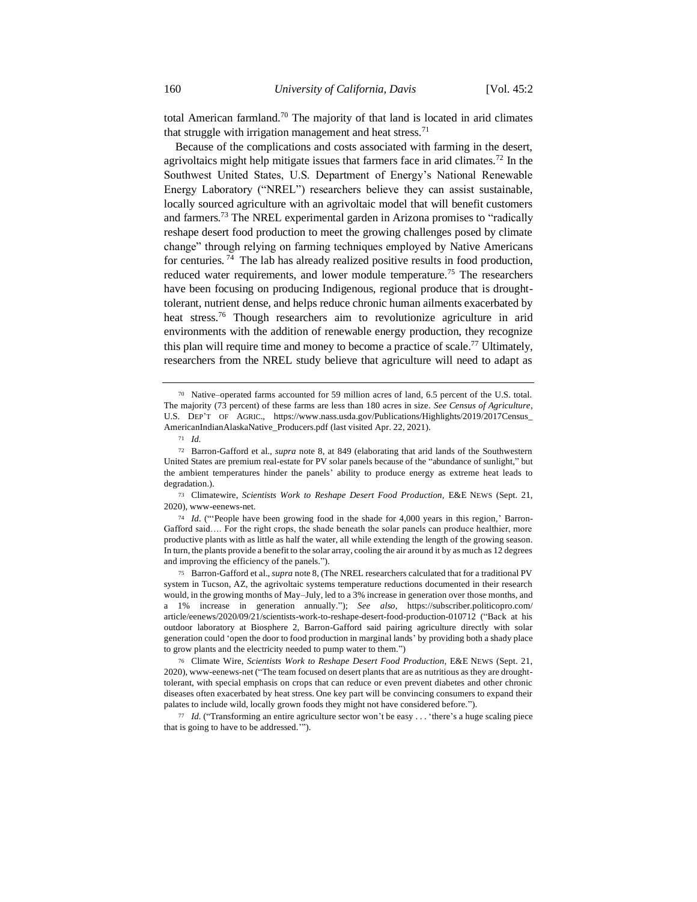total American farmland.[70] The majority of that land is located in arid climates that struggle with irrigation management and heat stress.[71]

Because of the complications and costs associated with farming in the desert, agrivoltaics might help mitigate issues that farmers face in arid climates.[72] In the Southwest United States, U.S. Department of Energy's National Renewable Energy Laboratory ("NREL") researchers believe they can assist sustainable, locally sourced agriculture with an agrivoltaic model that will benefit customers and farmers.[73] The NREL experimental garden in Arizona promises to "radically reshape desert food production to meet the growing challenges posed by climate change" through relying on farming techniques employed by Native Americans for centuries.[74] The lab has already realized positive results in food production, reduced water requirements, and lower module temperature.[75] The researchers have been focusing on producing Indigenous, regional produce that is drought-tolerant, nutrient dense, and helps reduce chronic human ailments exacerbated by heat stress.[76] Though researchers aim to revolutionize agriculture in arid environments with the addition of renewable energy production, they recognize this plan will require time and money to become a practice of scale.[77] Ultimately, researchers from the NREL study believe that agriculture will need to adapt as

---

[70] Native–operated farms accounted for 59 million acres of land, 6.5 percent of the U.S. total. The majority (73 percent) of these farms are less than 180 acres in size. *See Census of Agriculture*, U.S. DEP'T OF AGRIC., https://www.nass.usda.gov/Publications/Highlights/2019/2017Census_AmericanIndianAlaskaNative_Producers.pdf (last visited Apr. 22, 2021).

[71] *Id.*

[72] Barron-Gafford et al., *supra* note 8, at 849 (elaborating that arid lands of the Southwestern United States are premium real-estate for PV solar panels because of the "abundance of sunlight," but the ambient temperatures hinder the panels' ability to produce energy as extreme heat leads to degradation.).

[73] Climatewire, *Scientists Work to Reshape Desert Food Production*, E&E NEWS (Sept. 21, 2020), www-eenews-net.

[74] *Id*. ("'People have been growing food in the shade for 4,000 years in this region,' Barron-Gafford said…. For the right crops, the shade beneath the solar panels can produce healthier, more productive plants with as little as half the water, all while extending the length of the growing season. In turn, the plants provide a benefit to the solar array, cooling the air around it by as much as 12 degrees and improving the efficiency of the panels.").

[75] Barron-Gafford et al., *supra* note 8, (The NREL researchers calculated that for a traditional PV system in Tucson, AZ, the agrivoltaic systems temperature reductions documented in their research would, in the growing months of May–July, led to a 3% increase in generation over those months, and a 1% increase in generation annually."); *See also*, https://subscriber.politicopro.com/article/eenews/2020/09/21/scientists-work-to-reshape-desert-food-production-010712 ("Back at his outdoor laboratory at Biosphere 2, Barron-Gafford said pairing agriculture directly with solar generation could 'open the door to food production in marginal lands' by providing both a shady place to grow plants and the electricity needed to pump water to them.")

[76] Climate Wire, *Scientists Work to Reshape Desert Food Production*, E&E NEWS (Sept. 21, 2020), www-eenews-net ("The team focused on desert plants that are as nutritious as they are drought-tolerant, with special emphasis on crops that can reduce or even prevent diabetes and other chronic diseases often exacerbated by heat stress. One key part will be convincing consumers to expand their palates to include wild, locally grown foods they might not have considered before.").

[77] *Id.* ("Transforming an entire agriculture sector won't be easy . . . 'there's a huge scaling piece that is going to have to be addressed.'").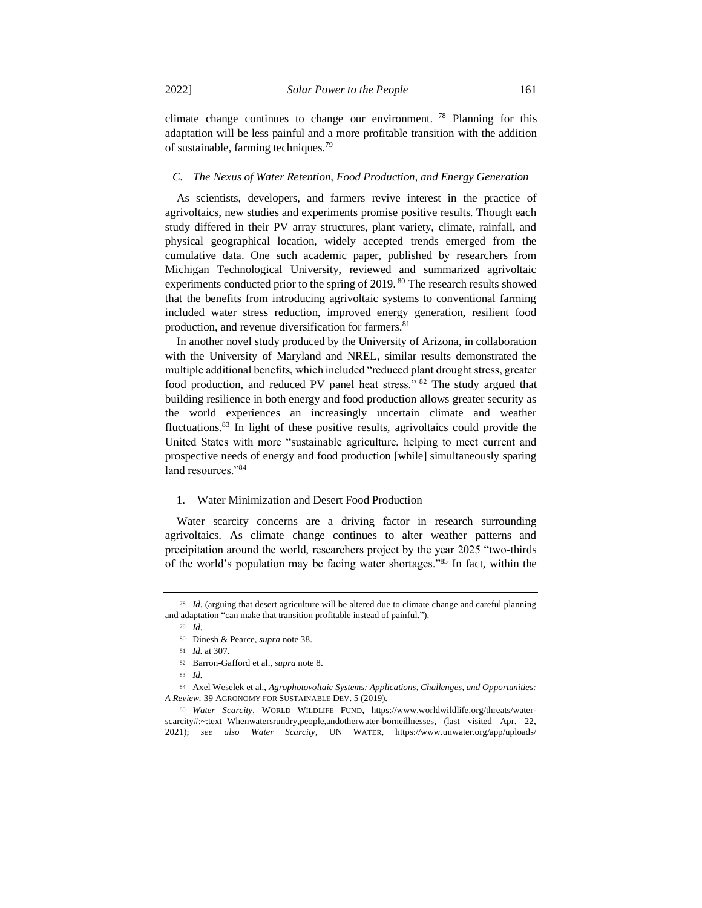climate change continues to change our environment.[78] Planning for this adaptation will be less painful and a more profitable transition with the addition of sustainable, farming techniques.[79]

### *C. The Nexus of Water Retention, Food Production, and Energy Generation*

As scientists, developers, and farmers revive interest in the practice of agrivoltaics, new studies and experiments promise positive results. Though each study differed in their PV array structures, plant variety, climate, rainfall, and physical geographical location, widely accepted trends emerged from the cumulative data. One such academic paper, published by researchers from Michigan Technological University, reviewed and summarized agrivoltaic experiments conducted prior to the spring of 2019.[80] The research results showed that the benefits from introducing agrivoltaic systems to conventional farming included water stress reduction, improved energy generation, resilient food production, and revenue diversification for farmers.[81]

In another novel study produced by the University of Arizona, in collaboration with the University of Maryland and NREL, similar results demonstrated the multiple additional benefits, which included "reduced plant drought stress, greater food production, and reduced PV panel heat stress."[82] The study argued that building resilience in both energy and food production allows greater security as the world experiences an increasingly uncertain climate and weather fluctuations.[83] In light of these positive results, agrivoltaics could provide the United States with more "sustainable agriculture, helping to meet current and prospective needs of energy and food production [while] simultaneously sparing land resources."[84]

#### 1. Water Minimization and Desert Food Production

Water scarcity concerns are a driving factor in research surrounding agrivoltaics. As climate change continues to alter weather patterns and precipitation around the world, researchers project by the year 2025 "two-thirds of the world's population may be facing water shortages."[85] In fact, within the

---

[78] *Id.* (arguing that desert agriculture will be altered due to climate change and careful planning and adaptation "can make that transition profitable instead of painful.").

[79] *Id.*

[80] Dinesh & Pearce, *supra* note 38.

[81] *Id.* at 307.

[82] Barron-Gafford et al., *supra* note 8.

[83] *Id.*

[84] Axel Weselek et al., *Agrophotovoltaic Systems: Applications, Challenges, and Opportunities: A Review.* 39 AGRONOMY FOR SUSTAINABLE DEV. 5 (2019).

[85] *Water Scarcity*, WORLD WILDLIFE FUND, https://www.worldwildlife.org/threats/water-scarcity#:~:text=Whenwatersrundry,people,andotherwater-borneillnesses, (last visited Apr. 22, 2021); *see also Water Scarcity*, UN WATER, https://www.unwater.org/app/uploads/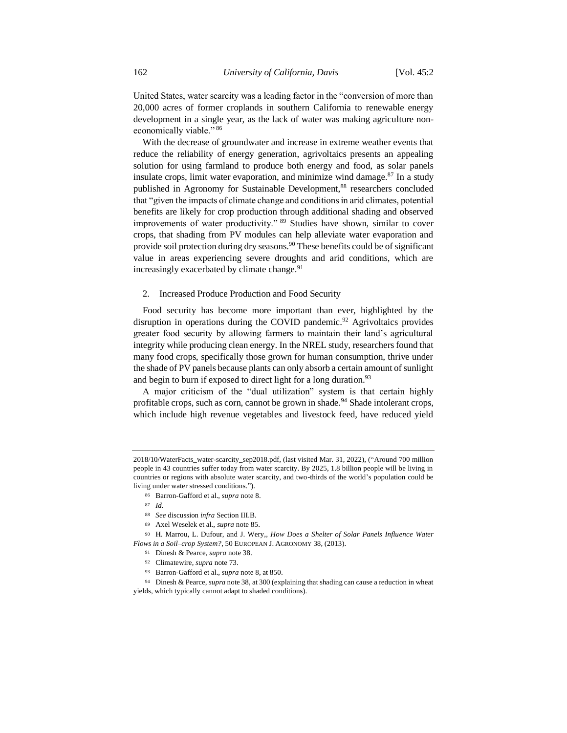United States, water scarcity was a leading factor in the "conversion of more than 20,000 acres of former croplands in southern California to renewable energy development in a single year, as the lack of water was making agriculture non-economically viable."[86]

With the decrease of groundwater and increase in extreme weather events that reduce the reliability of energy generation, agrivoltaics presents an appealing solution for using farmland to produce both energy and food, as solar panels insulate crops, limit water evaporation, and minimize wind damage.[87] In a study published in Agronomy for Sustainable Development,[88] researchers concluded that "given the impacts of climate change and conditions in arid climates, potential benefits are likely for crop production through additional shading and observed improvements of water productivity."[89] Studies have shown, similar to cover crops, that shading from PV modules can help alleviate water evaporation and provide soil protection during dry seasons.[90] These benefits could be of significant value in areas experiencing severe droughts and arid conditions, which are increasingly exacerbated by climate change.[91]

### 2. Increased Produce Production and Food Security

Food security has become more important than ever, highlighted by the disruption in operations during the COVID pandemic.[92] Agrivoltaics provides greater food security by allowing farmers to maintain their land's agricultural integrity while producing clean energy. In the NREL study, researchers found that many food crops, specifically those grown for human consumption, thrive under the shade of PV panels because plants can only absorb a certain amount of sunlight and begin to burn if exposed to direct light for a long duration.[93]

A major criticism of the "dual utilization" system is that certain highly profitable crops, such as corn, cannot be grown in shade.[94] Shade intolerant crops, which include high revenue vegetables and livestock feed, have reduced yield

---

2018/10/WaterFacts_water-scarcity_sep2018.pdf, (last visited Mar. 31, 2022), ("Around 700 million people in 43 countries suffer today from water scarcity. By 2025, 1.8 billion people will be living in countries or regions with absolute water scarcity, and two-thirds of the world's population could be living under water stressed conditions.").

[86] Barron-Gafford et al., *supra* note 8.

[87] *Id*.

[88] *See* discussion *infra* Section III.B.

[89] Axel Weselek et al., *supra* note 85.

[90] H. Marrou, L. Dufour, and J. Wery,, *How Does a Shelter of Solar Panels Influence Water Flows in a Soil–crop System?*, 50 EUROPEAN J. AGRONOMY 38, (2013).

[91] Dinesh & Pearce, *supra* note 38.

[92] Climatewire, *supra* note 73.

[93] Barron-Gafford et al., *supra* note 8, at 850.

[94] Dinesh & Pearce, *supra* note 38, at 300 (explaining that shading can cause a reduction in wheat yields, which typically cannot adapt to shaded conditions).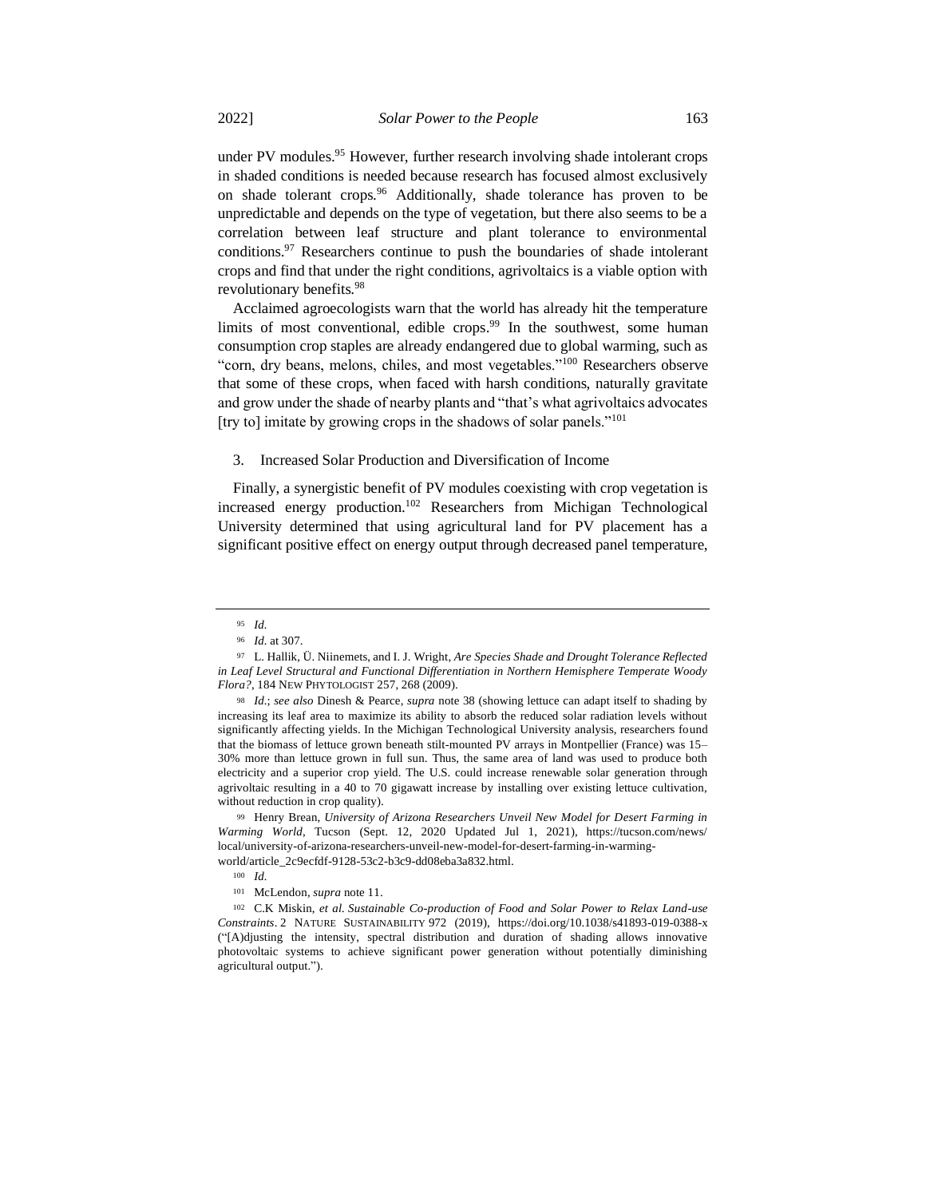under PV modules.[95] However, further research involving shade intolerant crops in shaded conditions is needed because research has focused almost exclusively on shade tolerant crops.[96] Additionally, shade tolerance has proven to be unpredictable and depends on the type of vegetation, but there also seems to be a correlation between leaf structure and plant tolerance to environmental conditions.[97] Researchers continue to push the boundaries of shade intolerant crops and find that under the right conditions, agrivoltaics is a viable option with revolutionary benefits.[98]

Acclaimed agroecologists warn that the world has already hit the temperature limits of most conventional, edible crops.[99] In the southwest, some human consumption crop staples are already endangered due to global warming, such as "corn, dry beans, melons, chiles, and most vegetables."[100] Researchers observe that some of these crops, when faced with harsh conditions, naturally gravitate and grow under the shade of nearby plants and "that's what agrivoltaics advocates [try to] imitate by growing crops in the shadows of solar panels."[101]

3. Increased Solar Production and Diversification of Income

Finally, a synergistic benefit of PV modules coexisting with crop vegetation is increased energy production.[102] Researchers from Michigan Technological University determined that using agricultural land for PV placement has a significant positive effect on energy output through decreased panel temperature,

---

[95] *Id.*

[96] *Id.* at 307.

[97] L. Hallik, Ü. Niinemets, and I. J. Wright, *Are Species Shade and Drought Tolerance Reflected in Leaf Level Structural and Functional Differentiation in Northern Hemisphere Temperate Woody Flora?*, 184 NEW PHYTOLOGIST 257, 268 (2009).

[98] *Id.*; *see also* Dinesh & Pearce, *supra* note 38 (showing lettuce can adapt itself to shading by increasing its leaf area to maximize its ability to absorb the reduced solar radiation levels without significantly affecting yields. In the Michigan Technological University analysis, researchers found that the biomass of lettuce grown beneath stilt-mounted PV arrays in Montpellier (France) was 15–30% more than lettuce grown in full sun. Thus, the same area of land was used to produce both electricity and a superior crop yield. The U.S. could increase renewable solar generation through agrivoltaic resulting in a 40 to 70 gigawatt increase by installing over existing lettuce cultivation, without reduction in crop quality).

[99] Henry Brean, *University of Arizona Researchers Unveil New Model for Desert Farming in Warming World*, Tucson (Sept. 12, 2020 Updated Jul 1, 2021), https://tucson.com/news/local/university-of-arizona-researchers-unveil-new-model-for-desert-farming-in-warming-world/article_2c9ecfdf-9128-53c2-b3c9-dd08eba3a832.html.

[100] *Id.*

[101] McLendon, *supra* note 11.

[102] C.K Miskin, *et al. Sustainable Co-production of Food and Solar Power to Relax Land-use Constraints*. 2 NATURE SUSTAINABILITY 972 (2019), https://doi.org/10.1038/s41893-019-0388-x ("[A]djusting the intensity, spectral distribution and duration of shading allows innovative photovoltaic systems to achieve significant power generation without potentially diminishing agricultural output.").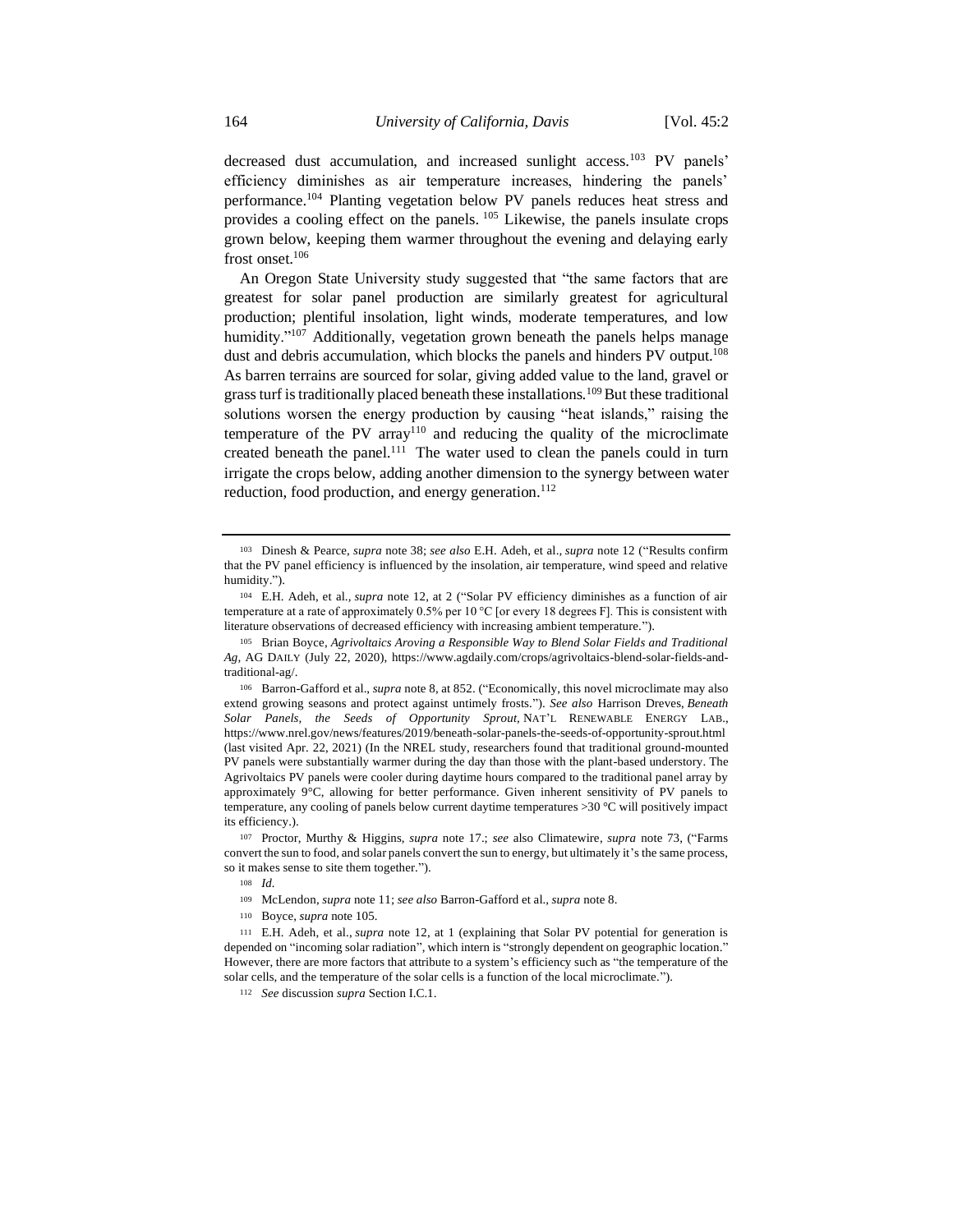decreased dust accumulation, and increased sunlight access.[103] PV panels' efficiency diminishes as air temperature increases, hindering the panels' performance.[104] Planting vegetation below PV panels reduces heat stress and provides a cooling effect on the panels. [105] Likewise, the panels insulate crops grown below, keeping them warmer throughout the evening and delaying early frost onset.[106]

An Oregon State University study suggested that "the same factors that are greatest for solar panel production are similarly greatest for agricultural production; plentiful insolation, light winds, moderate temperatures, and low humidity."[107] Additionally, vegetation grown beneath the panels helps manage dust and debris accumulation, which blocks the panels and hinders PV output.[108] As barren terrains are sourced for solar, giving added value to the land, gravel or grass turf is traditionally placed beneath these installations.[109] But these traditional solutions worsen the energy production by causing "heat islands," raising the temperature of the PV array[110] and reducing the quality of the microclimate created beneath the panel.[111] The water used to clean the panels could in turn irrigate the crops below, adding another dimension to the synergy between water reduction, food production, and energy generation.[112]

---

[103] Dinesh & Pearce, *supra* note 38; *see also* E.H. Adeh, et al., *supra* note 12 ("Results confirm that the PV panel efficiency is influenced by the insolation, air temperature, wind speed and relative humidity.").

[104] E.H. Adeh, et al., *supra* note 12, at 2 ("Solar PV efficiency diminishes as a function of air temperature at a rate of approximately 0.5% per 10 °C [or every 18 degrees F]. This is consistent with literature observations of decreased efficiency with increasing ambient temperature.").

[105] Brian Boyce, *Agrivoltaics Aroving a Responsible Way to Blend Solar Fields and Traditional Ag*, AG DAILY (July 22, 2020), https://www.agdaily.com/crops/agrivoltaics-blend-solar-fields-and-traditional-ag/.

[106] Barron-Gafford et al., *supra* note 8, at 852. ("Economically, this novel microclimate may also extend growing seasons and protect against untimely frosts."). *See also* Harrison Dreves, *Beneath Solar Panels, the Seeds of Opportunity Sprout*, NAT'L RENEWABLE ENERGY LAB., https://www.nrel.gov/news/features/2019/beneath-solar-panels-the-seeds-of-opportunity-sprout.html (last visited Apr. 22, 2021) (In the NREL study, researchers found that traditional ground-mounted PV panels were substantially warmer during the day than those with the plant-based understory. The Agrivoltaics PV panels were cooler during daytime hours compared to the traditional panel array by approximately 9°C, allowing for better performance. Given inherent sensitivity of PV panels to temperature, any cooling of panels below current daytime temperatures >30 °C will positively impact its efficiency.).

[107] Proctor, Murthy & Higgins, *supra* note 17.; *see* also Climatewire, *supra* note 73, ("Farms convert the sun to food, and solar panels convert the sun to energy, but ultimately it's the same process, so it makes sense to site them together.").

[108] *Id.*

[109] McLendon, *supra* note 11; *see also* Barron-Gafford et al., *supra* note 8.

[110] Boyce, *supra* note 105.

[111] E.H. Adeh, et al., *supra* note 12, at 1 (explaining that Solar PV potential for generation is depended on "incoming solar radiation", which intern is "strongly dependent on geographic location." However, there are more factors that attribute to a system's efficiency such as "the temperature of the solar cells, and the temperature of the solar cells is a function of the local microclimate.").

[112] *See* discussion *supra* Section I.C.1.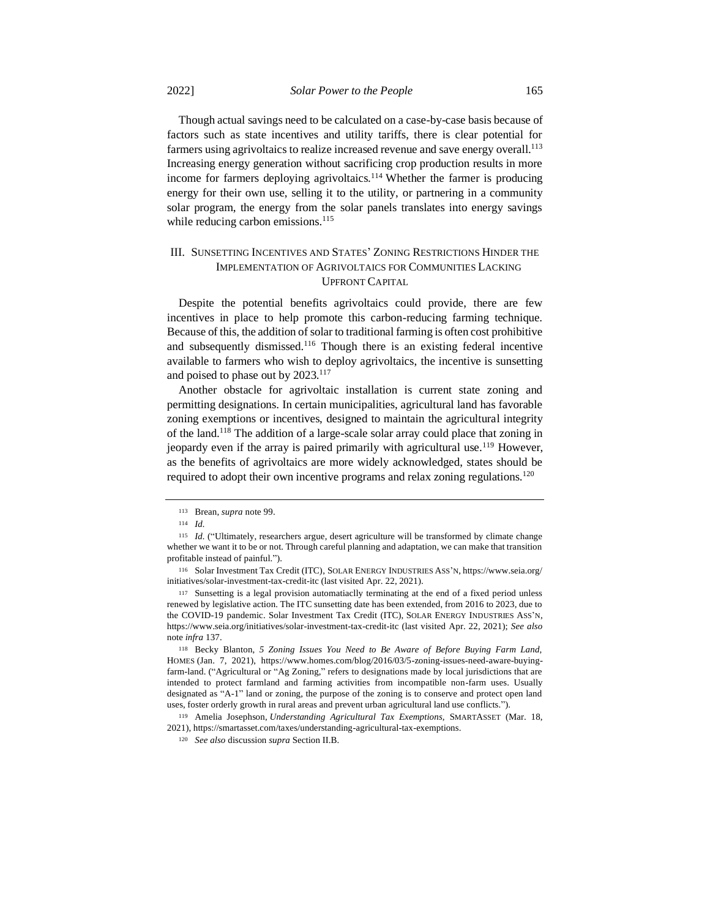Though actual savings need to be calculated on a case-by-case basis because of factors such as state incentives and utility tariffs, there is clear potential for farmers using agrivoltaics to realize increased revenue and save energy overall.[113] Increasing energy generation without sacrificing crop production results in more income for farmers deploying agrivoltaics.[114] Whether the farmer is producing energy for their own use, selling it to the utility, or partnering in a community solar program, the energy from the solar panels translates into energy savings while reducing carbon emissions.[115]

## III. Sunsetting Incentives and States' Zoning Restrictions Hinder the Implementation of Agrivoltaics for Communities Lacking Upfront Capital

Despite the potential benefits agrivoltaics could provide, there are few incentives in place to help promote this carbon-reducing farming technique. Because of this, the addition of solar to traditional farming is often cost prohibitive and subsequently dismissed.[116] Though there is an existing federal incentive available to farmers who wish to deploy agrivoltaics, the incentive is sunsetting and poised to phase out by 2023.[117]

Another obstacle for agrivoltaic installation is current state zoning and permitting designations. In certain municipalities, agricultural land has favorable zoning exemptions or incentives, designed to maintain the agricultural integrity of the land.[118] The addition of a large-scale solar array could place that zoning in jeopardy even if the array is paired primarily with agricultural use.[119] However, as the benefits of agrivoltaics are more widely acknowledged, states should be required to adopt their own incentive programs and relax zoning regulations.[120]

---

[113] Brean, *supra* note 99.

[114] *Id.*

[115] *Id.* ("Ultimately, researchers argue, desert agriculture will be transformed by climate change whether we want it to be or not. Through careful planning and adaptation, we can make that transition profitable instead of painful.").

[116] Solar Investment Tax Credit (ITC), SOLAR ENERGY INDUSTRIES ASS'N, https://www.seia.org/initiatives/solar-investment-tax-credit-itc (last visited Apr. 22, 2021).

[117] Sunsetting is a legal provision automatiaclly terminating at the end of a fixed period unless renewed by legislative action. The ITC sunsetting date has been extended, from 2016 to 2023, due to the COVID-19 pandemic. Solar Investment Tax Credit (ITC), SOLAR ENERGY INDUSTRIES ASS'N, https://www.seia.org/initiatives/solar-investment-tax-credit-itc (last visited Apr. 22, 2021); *See also* note *infra* 137.

[118] Becky Blanton, *5 Zoning Issues You Need to Be Aware of Before Buying Farm Land*, HOMES (Jan. 7, 2021), https://www.homes.com/blog/2016/03/5-zoning-issues-need-aware-buying-farm-land. ("Agricultural or "Ag Zoning," refers to designations made by local jurisdictions that are intended to protect farmland and farming activities from incompatible non-farm uses. Usually designated as "A-1" land or zoning, the purpose of the zoning is to conserve and protect open land uses, foster orderly growth in rural areas and prevent urban agricultural land use conflicts.").

[119] Amelia Josephson, *Understanding Agricultural Tax Exemptions*, SMARTASSET (Mar. 18, 2021), https://smartasset.com/taxes/understanding-agricultural-tax-exemptions.

[120] *See also* discussion *supra* Section II.B.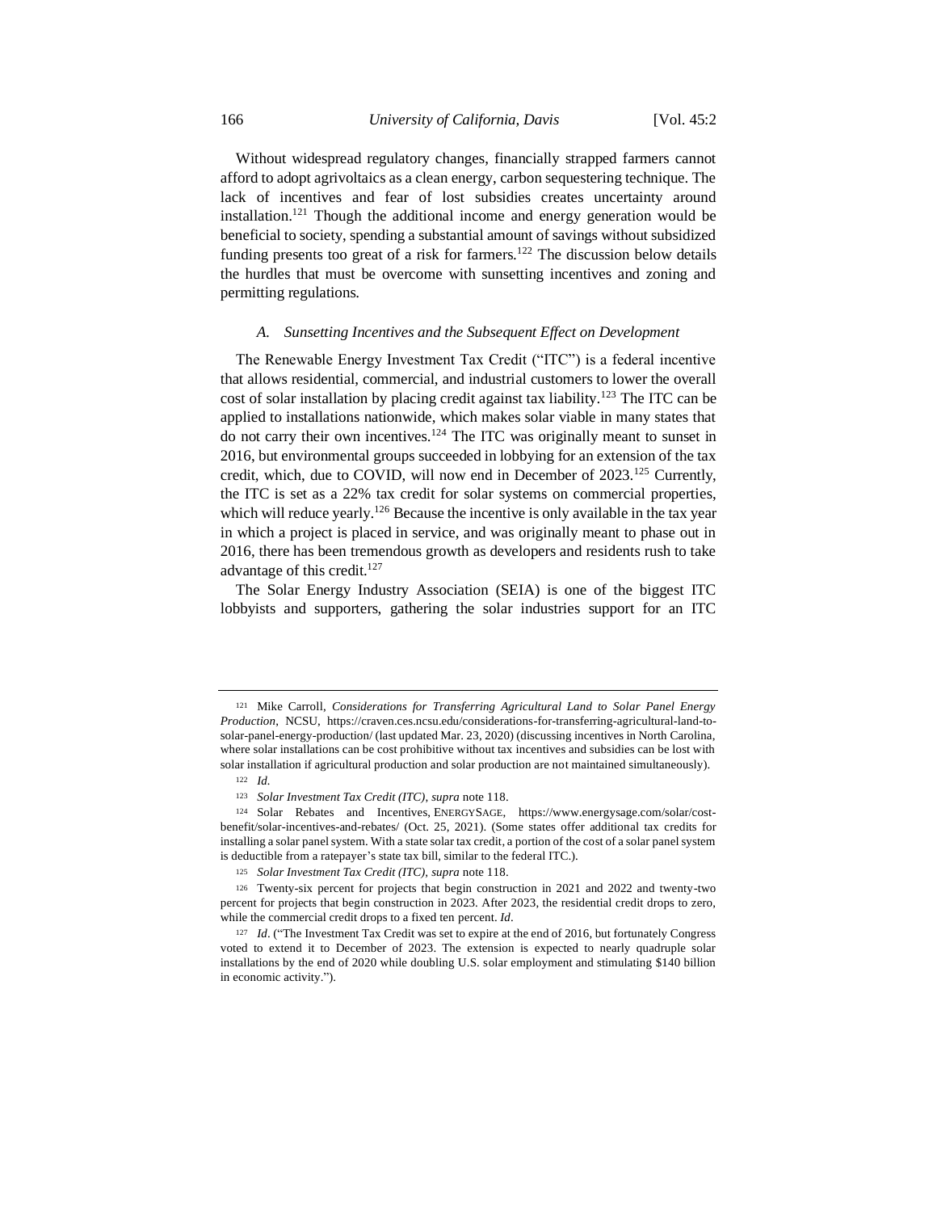Without widespread regulatory changes, financially strapped farmers cannot afford to adopt agrivoltaics as a clean energy, carbon sequestering technique. The lack of incentives and fear of lost subsidies creates uncertainty around installation.[121] Though the additional income and energy generation would be beneficial to society, spending a substantial amount of savings without subsidized funding presents too great of a risk for farmers.[122] The discussion below details the hurdles that must be overcome with sunsetting incentives and zoning and permitting regulations.

### *A. Sunsetting Incentives and the Subsequent Effect on Development*

The Renewable Energy Investment Tax Credit ("ITC") is a federal incentive that allows residential, commercial, and industrial customers to lower the overall cost of solar installation by placing credit against tax liability.[123] The ITC can be applied to installations nationwide, which makes solar viable in many states that do not carry their own incentives.[124] The ITC was originally meant to sunset in 2016, but environmental groups succeeded in lobbying for an extension of the tax credit, which, due to COVID, will now end in December of 2023.[125] Currently, the ITC is set as a 22% tax credit for solar systems on commercial properties, which will reduce yearly.[126] Because the incentive is only available in the tax year in which a project is placed in service, and was originally meant to phase out in 2016, there has been tremendous growth as developers and residents rush to take advantage of this credit.[127]

The Solar Energy Industry Association (SEIA) is one of the biggest ITC lobbyists and supporters, gathering the solar industries support for an ITC

---

[121] Mike Carroll, *Considerations for Transferring Agricultural Land to Solar Panel Energy Production*, NCSU, https://craven.ces.ncsu.edu/considerations-for-transferring-agricultural-land-to-solar-panel-energy-production/ (last updated Mar. 23, 2020) (discussing incentives in North Carolina, where solar installations can be cost prohibitive without tax incentives and subsidies can be lost with solar installation if agricultural production and solar production are not maintained simultaneously).

[122] *Id.*

[123] *Solar Investment Tax Credit (ITC)*, *supra* note 118.

[124] Solar Rebates and Incentives, ENERGYSAGE, https://www.energysage.com/solar/cost-benefit/solar-incentives-and-rebates/ (Oct. 25, 2021). (Some states offer additional tax credits for installing a solar panel system. With a state solar tax credit, a portion of the cost of a solar panel system is deductible from a ratepayer's state tax bill, similar to the federal ITC.).

[125] *Solar Investment Tax Credit (ITC)*, *supra* note 118.

[126] Twenty-six percent for projects that begin construction in 2021 and 2022 and twenty-two percent for projects that begin construction in 2023. After 2023, the residential credit drops to zero, while the commercial credit drops to a fixed ten percent. *Id*.

[127] *Id*. ("The Investment Tax Credit was set to expire at the end of 2016, but fortunately Congress voted to extend it to December of 2023. The extension is expected to nearly quadruple solar installations by the end of 2020 while doubling U.S. solar employment and stimulating $140 billion in economic activity.").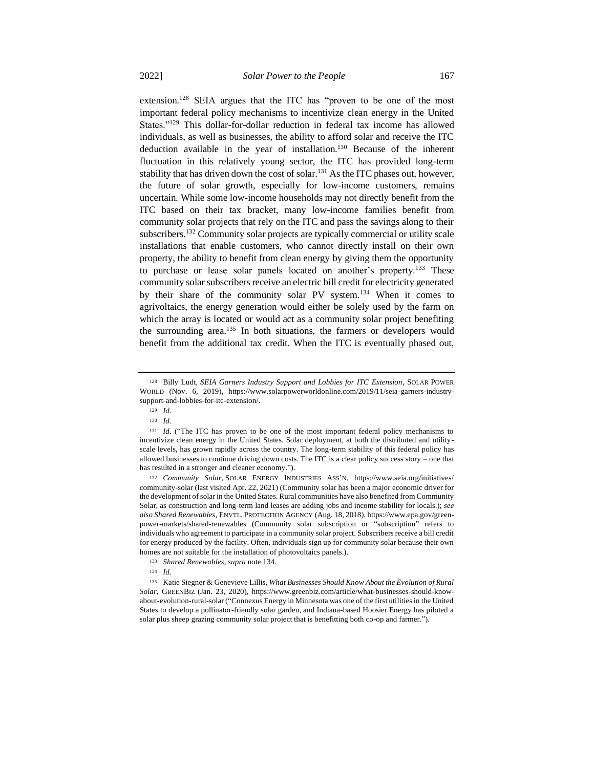extension.[128] SEIA argues that the ITC has "proven to be one of the most important federal policy mechanisms to incentivize clean energy in the United States."[129] This dollar-for-dollar reduction in federal tax income has allowed individuals, as well as businesses, the ability to afford solar and receive the ITC deduction available in the year of installation.[130] Because of the inherent fluctuation in this relatively young sector, the ITC has provided long-term stability that has driven down the cost of solar.[131] As the ITC phases out, however, the future of solar growth, especially for low-income customers, remains uncertain. While some low-income households may not directly benefit from the ITC based on their tax bracket, many low-income families benefit from community solar projects that rely on the ITC and pass the savings along to their subscribers.[132] Community solar projects are typically commercial or utility scale installations that enable customers, who cannot directly install on their own property, the ability to benefit from clean energy by giving them the opportunity to purchase or lease solar panels located on another's property.[133] These community solar subscribers receive an electric bill credit for electricity generated by their share of the community solar PV system.[134] When it comes to agrivoltaics, the energy generation would either be solely used by the farm on which the array is located or would act as a community solar project benefiting the surrounding area.[135] In both situations, the farmers or developers would benefit from the additional tax credit. When the ITC is eventually phased out,

---

[128] Billy Ludt, *SEIA Garners Industry Support and Lobbies for ITC Extension*, SOLAR POWER WORLD (Nov. 6, 2019), https://www.solarpowerworldonline.com/2019/11/seia-garners-industry-support-and-lobbies-for-itc-extension/.

[129] *Id*.

[130] *Id*.

[131] *Id*. ("The ITC has proven to be one of the most important federal policy mechanisms to incentivize clean energy in the United States. Solar deployment, at both the distributed and utility-scale levels, has grown rapidly across the country. The long-term stability of this federal policy has allowed businesses to continue driving down costs. The ITC is a clear policy success story – one that has resulted in a stronger and cleaner economy.").

[132] *Community Solar*, SOLAR ENERGY INDUSTRIES ASS'N, https://www.seia.org/initiatives/community-solar (last visited Apr. 22, 2021) (Community solar has been a major economic driver for the development of solar in the United States. Rural communities have also benefited from Community Solar, as construction and long-term land leases are adding jobs and income stability for locals.); *see also Shared Renewables*, ENVTL. PROTECTION AGENCY (Aug. 18, 2018), https://www.epa.gov/green-power-markets/shared-renewables (Community solar subscription or "subscription" refers to individuals who agreement to participate in a community solar project. Subscribers receive a bill credit for energy produced by the facility. Often, individuals sign up for community solar because their own homes are not suitable for the installation of photovoltaics panels.).

[133] *Shared Renewables*, *supra* note 134.

[134] *Id*.

[135] Katie Siegner & Genevieve Lillis, *What Businesses Should Know About the Evolution of Rural Solar*, GREENBIZ (Jan. 23, 2020), https://www.greenbiz.com/article/what-businesses-should-know-about-evolution-rural-solar ("Connexus Energy in Minnesota was one of the first utilities in the United States to develop a pollinator-friendly solar garden, and Indiana-based Hoosier Energy has piloted a solar plus sheep grazing community solar project that is benefitting both co-op and farmer.").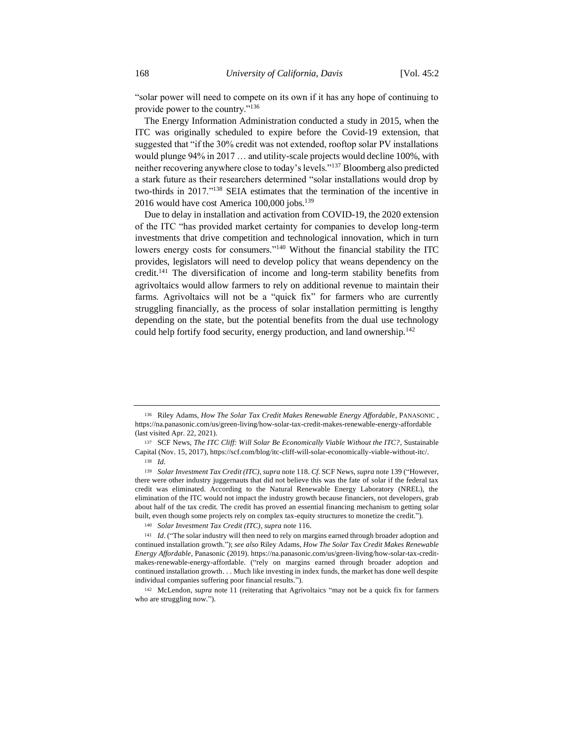"solar power will need to compete on its own if it has any hope of continuing to provide power to the country."[136]

The Energy Information Administration conducted a study in 2015, when the ITC was originally scheduled to expire before the Covid-19 extension, that suggested that "if the 30% credit was not extended, rooftop solar PV installations would plunge 94% in 2017 … and utility-scale projects would decline 100%, with neither recovering anywhere close to today's levels."[137] Bloomberg also predicted a stark future as their researchers determined "solar installations would drop by two-thirds in 2017."[138] SEIA estimates that the termination of the incentive in 2016 would have cost America 100,000 jobs.[139]

Due to delay in installation and activation from COVID-19, the 2020 extension of the ITC "has provided market certainty for companies to develop long-term investments that drive competition and technological innovation, which in turn lowers energy costs for consumers."[140] Without the financial stability the ITC provides, legislators will need to develop policy that weans dependency on the credit.[141] The diversification of income and long-term stability benefits from agrivoltaics would allow farmers to rely on additional revenue to maintain their farms. Agrivoltaics will not be a "quick fix" for farmers who are currently struggling financially, as the process of solar installation permitting is lengthy depending on the state, but the potential benefits from the dual use technology could help fortify food security, energy production, and land ownership.[142]

---

[136] Riley Adams, *How The Solar Tax Credit Makes Renewable Energy Affordable*, PANASONIC , https://na.panasonic.com/us/green-living/how-solar-tax-credit-makes-renewable-energy-affordable (last visited Apr. 22, 2021).

[137] SCF News, *The ITC Cliff: Will Solar Be Economically Viable Without the ITC?*, Sustainable Capital (Nov. 15, 2017), https://scf.com/blog/itc-cliff-will-solar-economically-viable-without-itc/.

[138] *Id.*

[139] *Solar Investment Tax Credit (ITC)*, *supra* note 118. *Cf.* SCF News, *supra* note 139 ("However, there were other industry juggernauts that did not believe this was the fate of solar if the federal tax credit was eliminated. According to the Natural Renewable Energy Laboratory (NREL), the elimination of the ITC would not impact the industry growth because financiers, not developers, grab about half of the tax credit. The credit has proved an essential financing mechanism to getting solar built, even though some projects rely on complex tax-equity structures to monetize the credit.").

[140] *Solar Investment Tax Credit (ITC)*, *supra* note 116.

[141] *Id*. ("The solar industry will then need to rely on margins earned through broader adoption and continued installation growth."); *see also* Riley Adams, *How The Solar Tax Credit Makes Renewable Energy Affordable*, Panasonic (2019). https://na.panasonic.com/us/green-living/how-solar-tax-credit-makes-renewable-energy-affordable. ("rely on margins earned through broader adoption and continued installation growth. . . Much like investing in index funds, the market has done well despite individual companies suffering poor financial results.").

[142] McLendon, *supra* note 11 (reiterating that Agrivoltaics "may not be a quick fix for farmers who are struggling now.").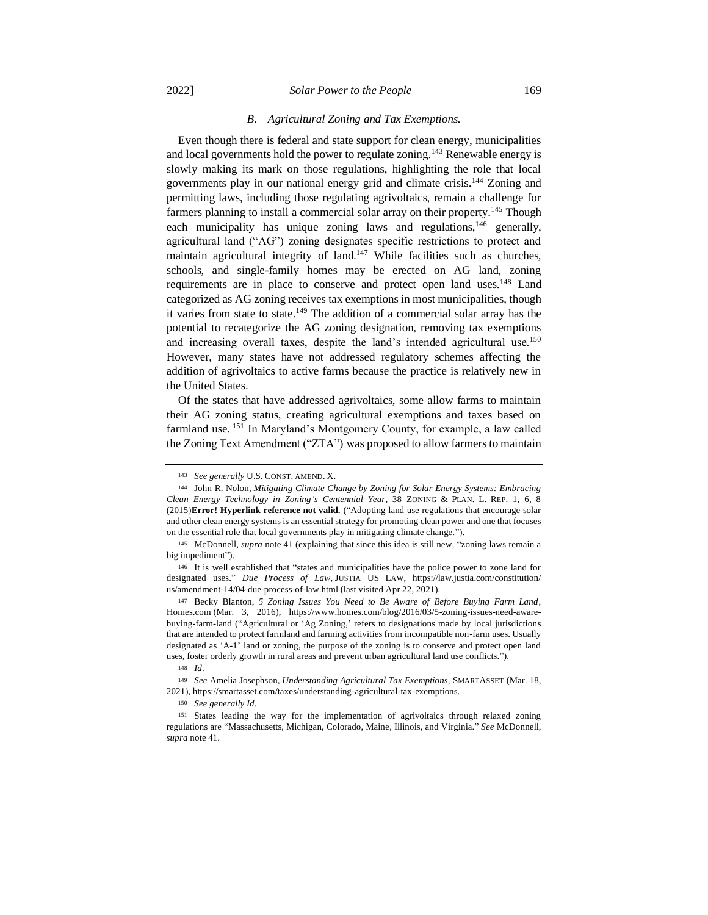### B. Agricultural Zoning and Tax Exemptions.

Even though there is federal and state support for clean energy, municipalities and local governments hold the power to regulate zoning.[143] Renewable energy is slowly making its mark on those regulations, highlighting the role that local governments play in our national energy grid and climate crisis.[144] Zoning and permitting laws, including those regulating agrivoltaics, remain a challenge for farmers planning to install a commercial solar array on their property.[145] Though each municipality has unique zoning laws and regulations,[146] generally, agricultural land ("AG") zoning designates specific restrictions to protect and maintain agricultural integrity of land.[147] While facilities such as churches, schools, and single-family homes may be erected on AG land, zoning requirements are in place to conserve and protect open land uses.[148] Land categorized as AG zoning receives tax exemptions in most municipalities, though it varies from state to state.[149] The addition of a commercial solar array has the potential to recategorize the AG zoning designation, removing tax exemptions and increasing overall taxes, despite the land's intended agricultural use.[150] However, many states have not addressed regulatory schemes affecting the addition of agrivoltaics to active farms because the practice is relatively new in the United States.

Of the states that have addressed agrivoltaics, some allow farms to maintain their AG zoning status, creating agricultural exemptions and taxes based on farmland use. [151] In Maryland's Montgomery County, for example, a law called the Zoning Text Amendment ("ZTA") was proposed to allow farmers to maintain

---

[143] *See generally* U.S. CONST. AMEND. X.

[144] John R. Nolon, *Mitigating Climate Change by Zoning for Solar Energy Systems: Embracing Clean Energy Technology in Zoning's Centennial Year*, 38 ZONING & PLAN. L. REP. 1, 6, 8 (2015)**Error! Hyperlink reference not valid.** ("Adopting land use regulations that encourage solar and other clean energy systems is an essential strategy for promoting clean power and one that focuses on the essential role that local governments play in mitigating climate change.").

[145] McDonnell, *supra* note 41 (explaining that since this idea is still new, "zoning laws remain a big impediment").

[146] It is well established that "states and municipalities have the police power to zone land for designated uses." *Due Process of Law*, JUSTIA US LAW, https://law.justia.com/constitution/us/amendment-14/04-due-process-of-law.html (last visited Apr 22, 2021).

[147] Becky Blanton, *5 Zoning Issues You Need to Be Aware of Before Buying Farm Land*, Homes.com (Mar. 3, 2016), https://www.homes.com/blog/2016/03/5-zoning-issues-need-aware-buying-farm-land ("Agricultural or 'Ag Zoning,' refers to designations made by local jurisdictions that are intended to protect farmland and farming activities from incompatible non-farm uses. Usually designated as 'A-1' land or zoning, the purpose of the zoning is to conserve and protect open land uses, foster orderly growth in rural areas and prevent urban agricultural land use conflicts.").

[148] *Id*.

[149] *See* Amelia Josephson, *Understanding Agricultural Tax Exemptions*, SMARTASSET (Mar. 18, 2021), https://smartasset.com/taxes/understanding-agricultural-tax-exemptions.

[150] *See generally Id.*

[151] States leading the way for the implementation of agrivoltaics through relaxed zoning regulations are "Massachusetts, Michigan, Colorado, Maine, Illinois, and Virginia." *See* McDonnell, *supra* note 41.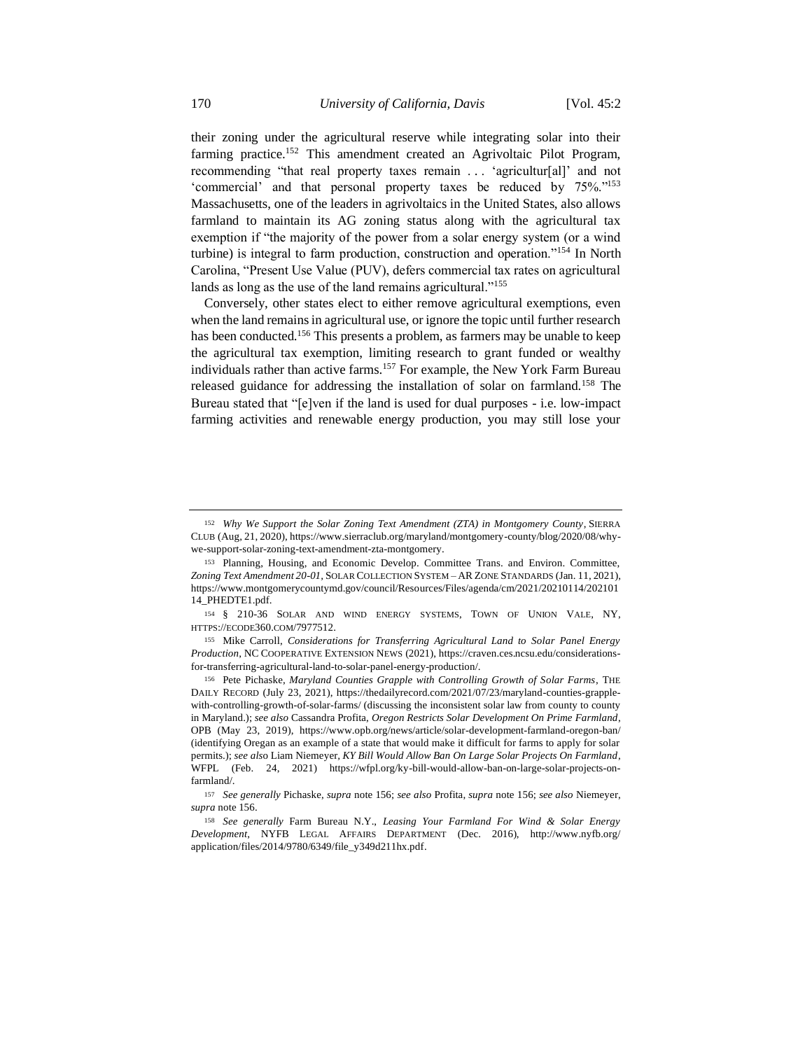their zoning under the agricultural reserve while integrating solar into their farming practice.[152] This amendment created an Agrivoltaic Pilot Program, recommending "that real property taxes remain . . . 'agricultur[al]' and not 'commercial' and that personal property taxes be reduced by 75%."[153] Massachusetts, one of the leaders in agrivoltaics in the United States, also allows farmland to maintain its AG zoning status along with the agricultural tax exemption if "the majority of the power from a solar energy system (or a wind turbine) is integral to farm production, construction and operation."[154] In North Carolina, "Present Use Value (PUV), defers commercial tax rates on agricultural lands as long as the use of the land remains agricultural."[155]

Conversely, other states elect to either remove agricultural exemptions, even when the land remains in agricultural use, or ignore the topic until further research has been conducted.[156] This presents a problem, as farmers may be unable to keep the agricultural tax exemption, limiting research to grant funded or wealthy individuals rather than active farms.[157] For example, the New York Farm Bureau released guidance for addressing the installation of solar on farmland.[158] The Bureau stated that "[e]ven if the land is used for dual purposes - i.e. low-impact farming activities and renewable energy production, you may still lose your

---

152 *Why We Support the Solar Zoning Text Amendment (ZTA) in Montgomery County*, SIERRA CLUB (Aug, 21, 2020), https://www.sierraclub.org/maryland/montgomery-county/blog/2020/08/why-we-support-solar-zoning-text-amendment-zta-montgomery.

153 Planning, Housing, and Economic Develop. Committee Trans. and Environ. Committee, *Zoning Text Amendment 20-01*, SOLAR COLLECTION SYSTEM – AR ZONE STANDARDS (Jan. 11, 2021), https://www.montgomerycountymd.gov/council/Resources/Files/agenda/cm/2021/20210114/20210114_PHEDTE1.pdf.

154 § 210-36 SOLAR AND WIND ENERGY SYSTEMS, TOWN OF UNION VALE, NY, HTTPS://ECODE360.COM/7977512.

155 Mike Carroll, *Considerations for Transferring Agricultural Land to Solar Panel Energy Production*, NC COOPERATIVE EXTENSION NEWS (2021), https://craven.ces.ncsu.edu/considerations-for-transferring-agricultural-land-to-solar-panel-energy-production/.

156 Pete Pichaske, *Maryland Counties Grapple with Controlling Growth of Solar Farms*, THE DAILY RECORD (July 23, 2021), https://thedailyrecord.com/2021/07/23/maryland-counties-grapple-with-controlling-growth-of-solar-farms/ (discussing the inconsistent solar law from county to county in Maryland.); *see also* Cassandra Profita, *Oregon Restricts Solar Development On Prime Farmland*, OPB (May 23, 2019), https://www.opb.org/news/article/solar-development-farmland-oregon-ban/ (identifying Oregan as an example of a state that would make it difficult for farms to apply for solar permits.); *see also* Liam Niemeyer, *KY Bill Would Allow Ban On Large Solar Projects On Farmland*, WFPL (Feb. 24, 2021) https://wfpl.org/ky-bill-would-allow-ban-on-large-solar-projects-on-farmland/.

157 *See generally* Pichaske, *supra* note 156; *see also* Profita, *supra* note 156; *see also* Niemeyer, *supra* note 156.

158 *See generally* Farm Bureau N.Y., *Leasing Your Farmland For Wind & Solar Energy Development*, NYFB LEGAL AFFAIRS DEPARTMENT (Dec. 2016), http://www.nyfb.org/application/files/2014/9780/6349/file_y349d211hx.pdf.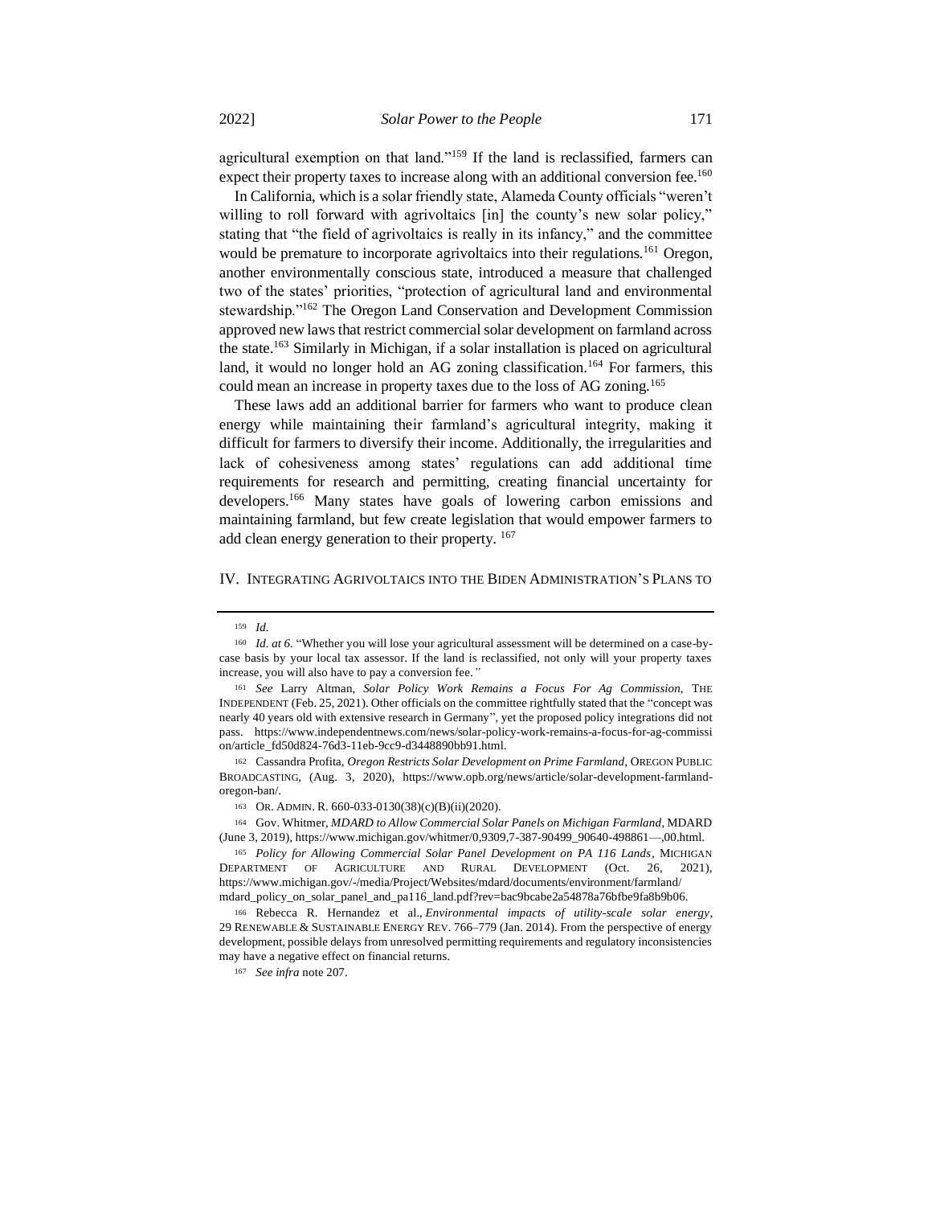agricultural exemption on that land."[159] If the land is reclassified, farmers can expect their property taxes to increase along with an additional conversion fee.[160]

In California, which is a solar friendly state, Alameda County officials "weren't willing to roll forward with agrivoltaics [in] the county's new solar policy," stating that "the field of agrivoltaics is really in its infancy," and the committee would be premature to incorporate agrivoltaics into their regulations.[161] Oregon, another environmentally conscious state, introduced a measure that challenged two of the states' priorities, "protection of agricultural land and environmental stewardship."[162] The Oregon Land Conservation and Development Commission approved new laws that restrict commercial solar development on farmland across the state.[163] Similarly in Michigan, if a solar installation is placed on agricultural land, it would no longer hold an AG zoning classification.[164] For farmers, this could mean an increase in property taxes due to the loss of AG zoning.[165]

These laws add an additional barrier for farmers who want to produce clean energy while maintaining their farmland's agricultural integrity, making it difficult for farmers to diversify their income. Additionally, the irregularities and lack of cohesiveness among states' regulations can add additional time requirements for research and permitting, creating financial uncertainty for developers.[166] Many states have goals of lowering carbon emissions and maintaining farmland, but few create legislation that would empower farmers to add clean energy generation to their property. [167]

## IV. Integrating Agrivoltaics into the Biden Administration's Plans to

---

[159] *Id.*

[160] *Id. at 6.* "Whether you will lose your agricultural assessment will be determined on a case-by-case basis by your local tax assessor. If the land is reclassified, not only will your property taxes increase, you will also have to pay a conversion fee.*"*

[161] *See* Larry Altman, *Solar Policy Work Remains a Focus For Ag Commission,* The Independent (Feb. 25, 2021). Other officials on the committee rightfully stated that the "concept was nearly 40 years old with extensive research in Germany", yet the proposed policy integrations did not pass. https://www.independentnews.com/news/solar-policy-work-remains-a-focus-for-ag-commission/article_fd50d824-76d3-11eb-9cc9-d3448890bb91.html.

[162] Cassandra Profita, *Oregon Restricts Solar Development on Prime Farmland,* Oregon Public Broadcasting, (Aug. 3, 2020), https://www.opb.org/news/article/solar-development-farmland-oregon-ban/.

[163] Or. Admin. R. 660-033-0130(38)(c)(B)(ii)(2020).

[164] Gov. Whitmer, *MDARD to Allow Commercial Solar Panels on Michigan Farmland*, MDARD (June 3, 2019), https://www.michigan.gov/whitmer/0,9309,7-387-90499_90640-498861—,00.html.

[165] *Policy for Allowing Commercial Solar Panel Development on PA 116 Lands*, Michigan Department of Agriculture and Rural Development (Oct. 26, 2021), https://www.michigan.gov/-/media/Project/Websites/mdard/documents/environment/farmland/mdard_policy_on_solar_panel_and_pa116_land.pdf?rev=bac9bcabe2a54878a76bfbe9fa8b9b06.

[166] Rebecca R. Hernandez et al., *Environmental impacts of utility-scale solar energy*, 29 Renewable & Sustainable Energy Rev. 766–779 (Jan. 2014). From the perspective of energy development, possible delays from unresolved permitting requirements and regulatory inconsistencies may have a negative effect on financial returns.

[167] *See infra* note 207.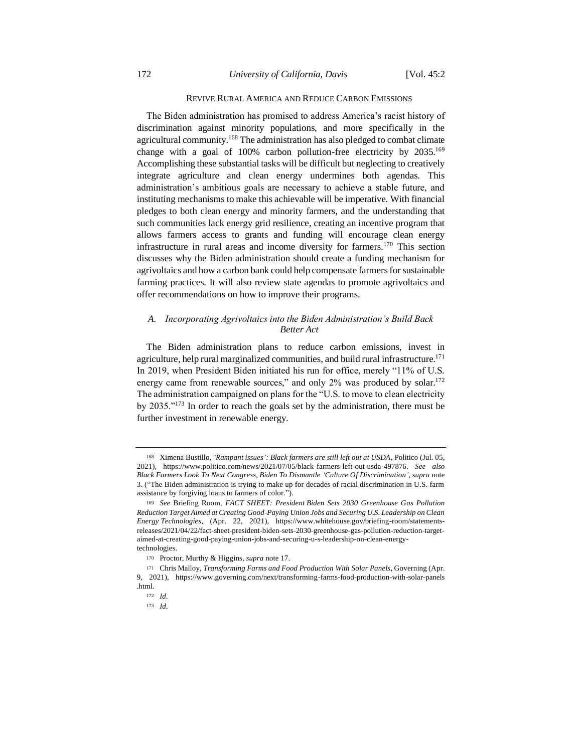## REVIVE RURAL AMERICA AND REDUCE CARBON EMISSIONS

The Biden administration has promised to address America's racist history of discrimination against minority populations, and more specifically in the agricultural community.[168] The administration has also pledged to combat climate change with a goal of 100% carbon pollution-free electricity by 2035.[169] Accomplishing these substantial tasks will be difficult but neglecting to creatively integrate agriculture and clean energy undermines both agendas. This administration's ambitious goals are necessary to achieve a stable future, and instituting mechanisms to make this achievable will be imperative. With financial pledges to both clean energy and minority farmers, and the understanding that such communities lack energy grid resilience, creating an incentive program that allows farmers access to grants and funding will encourage clean energy infrastructure in rural areas and income diversity for farmers.[170] This section discusses why the Biden administration should create a funding mechanism for agrivoltaics and how a carbon bank could help compensate farmers for sustainable farming practices. It will also review state agendas to promote agrivoltaics and offer recommendations on how to improve their programs.

### *A. Incorporating Agrivoltaics into the Biden Administration's Build Back Better Act*

The Biden administration plans to reduce carbon emissions, invest in agriculture, help rural marginalized communities, and build rural infrastructure.[171] In 2019, when President Biden initiated his run for office, merely "11% of U.S. energy came from renewable sources," and only 2% was produced by solar.[172] The administration campaigned on plans for the "U.S. to move to clean electricity by 2035."[173] In order to reach the goals set by the administration, there must be further investment in renewable energy.

---

[168] Ximena Bustillo, *'Rampant issues': Black farmers are still left out at USDA*, Politico (Jul. 05, 2021), https://www.politico.com/news/2021/07/05/black-farmers-left-out-usda-497876. *See also Black Farmers Look To Next Congress, Biden To Dismantle 'Culture Of Discrimination'*, *supra* note 3. ("The Biden administration is trying to make up for decades of racial discrimination in U.S. farm assistance by forgiving loans to farmers of color.").

[169] *See* Briefing Room, *FACT SHEET: President Biden Sets 2030 Greenhouse Gas Pollution Reduction Target Aimed at Creating Good-Paying Union Jobs and Securing U.S. Leadership on Clean Energy Technologies*, (Apr. 22, 2021), https://www.whitehouse.gov/briefing-room/statements-releases/2021/04/22/fact-sheet-president-biden-sets-2030-greenhouse-gas-pollution-reduction-target-aimed-at-creating-good-paying-union-jobs-and-securing-u-s-leadership-on-clean-energy-technologies.

[170] Proctor, Murthy & Higgins, *supra* note 17.

[171] Chris Malloy, *Transforming Farms and Food Production With Solar Panels*, Governing (Apr. 9, 2021), https://www.governing.com/next/transforming-farms-food-production-with-solar-panels.html.

[172] *Id.*

[173] *Id.*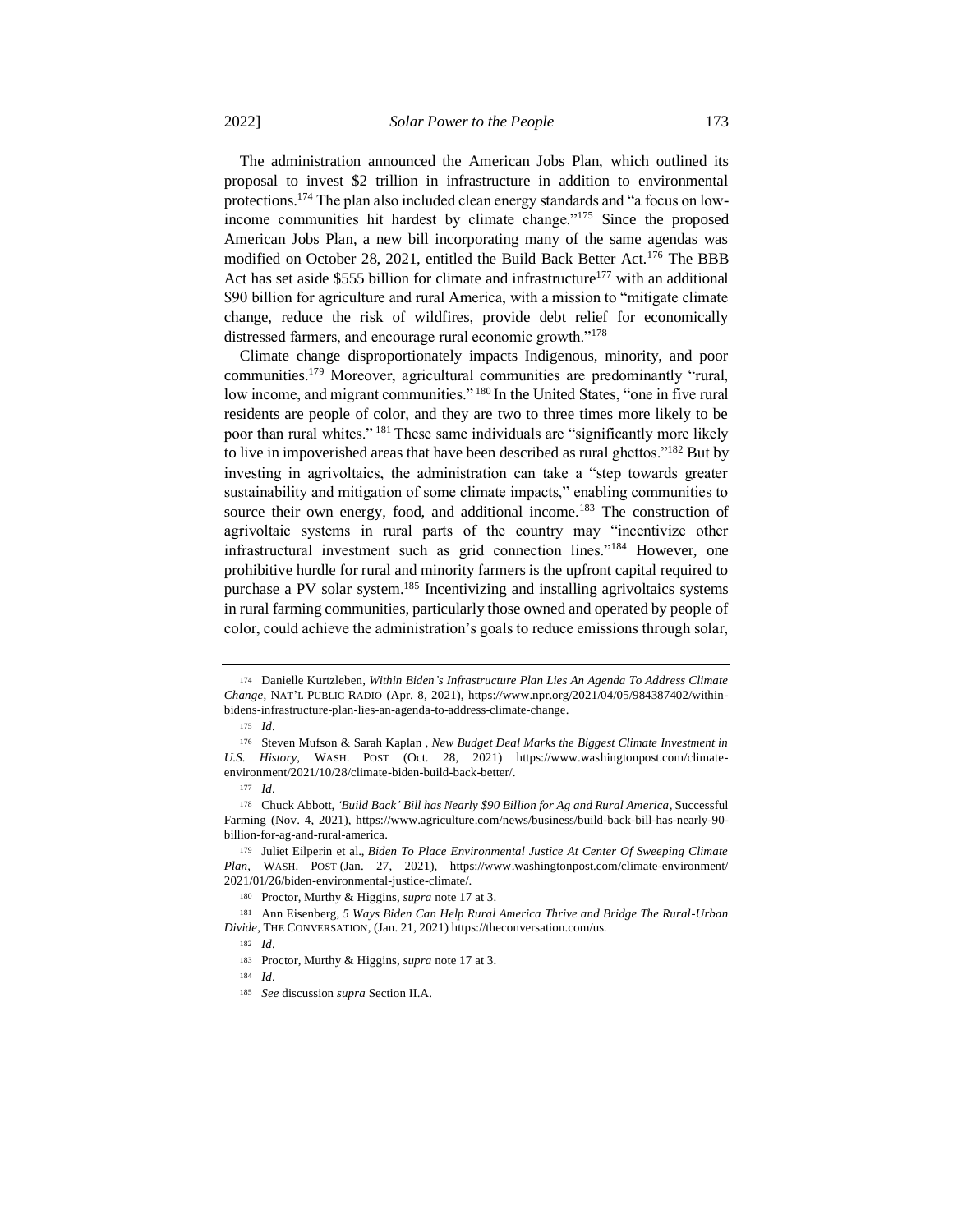The administration announced the American Jobs Plan, which outlined its proposal to invest $2 trillion in infrastructure in addition to environmental protections.[174] The plan also included clean energy standards and "a focus on low-income communities hit hardest by climate change."[175] Since the proposed American Jobs Plan, a new bill incorporating many of the same agendas was modified on October 28, 2021, entitled the Build Back Better Act.[176] The BBB Act has set aside $555 billion for climate and infrastructure[177] with an additional $90 billion for agriculture and rural America, with a mission to "mitigate climate change, reduce the risk of wildfires, provide debt relief for economically distressed farmers, and encourage rural economic growth."[178]

Climate change disproportionately impacts Indigenous, minority, and poor communities.[179] Moreover, agricultural communities are predominantly "rural, low income, and migrant communities."[180] In the United States, "one in five rural residents are people of color, and they are two to three times more likely to be poor than rural whites."[181] These same individuals are "significantly more likely to live in impoverished areas that have been described as rural ghettos."[182] But by investing in agrivoltaics, the administration can take a "step towards greater sustainability and mitigation of some climate impacts," enabling communities to source their own energy, food, and additional income.[183] The construction of agrivoltaic systems in rural parts of the country may "incentivize other infrastructural investment such as grid connection lines."[184] However, one prohibitive hurdle for rural and minority farmers is the upfront capital required to purchase a PV solar system.[185] Incentivizing and installing agrivoltaics systems in rural farming communities, particularly those owned and operated by people of color, could achieve the administration's goals to reduce emissions through solar,

---

[174] Danielle Kurtzleben, *Within Biden's Infrastructure Plan Lies An Agenda To Address Climate Change*, NAT'L PUBLIC RADIO (Apr. 8, 2021), https://www.npr.org/2021/04/05/984387402/within-bidens-infrastructure-plan-lies-an-agenda-to-address-climate-change.

[175] *Id*.

[176] Steven Mufson & Sarah Kaplan , *New Budget Deal Marks the Biggest Climate Investment in U.S. History*, WASH. POST (Oct. 28, 2021) https://www.washingtonpost.com/climate-environment/2021/10/28/climate-biden-build-back-better/.

[177] *Id*.

[178] Chuck Abbott, *'Build Back' Bill has Nearly $90 Billion for Ag and Rural America*, Successful Farming (Nov. 4, 2021), https://www.agriculture.com/news/business/build-back-bill-has-nearly-90-billion-for-ag-and-rural-america.

[179] Juliet Eilperin et al., *Biden To Place Environmental Justice At Center Of Sweeping Climate Plan*, WASH. POST (Jan. 27, 2021), https://www.washingtonpost.com/climate-environment/2021/01/26/biden-environmental-justice-climate/.

[180] Proctor, Murthy & Higgins, *supra* note 17 at 3.

[181] Ann Eisenberg, *5 Ways Biden Can Help Rural America Thrive and Bridge The Rural-Urban Divide*, THE CONVERSATION, (Jan. 21, 2021) https://theconversation.com/us.

[182] *Id*.

[183] Proctor, Murthy & Higgins, *supra* note 17 at 3.

[184] *Id*.

[185] *See* discussion *supra* Section II.A.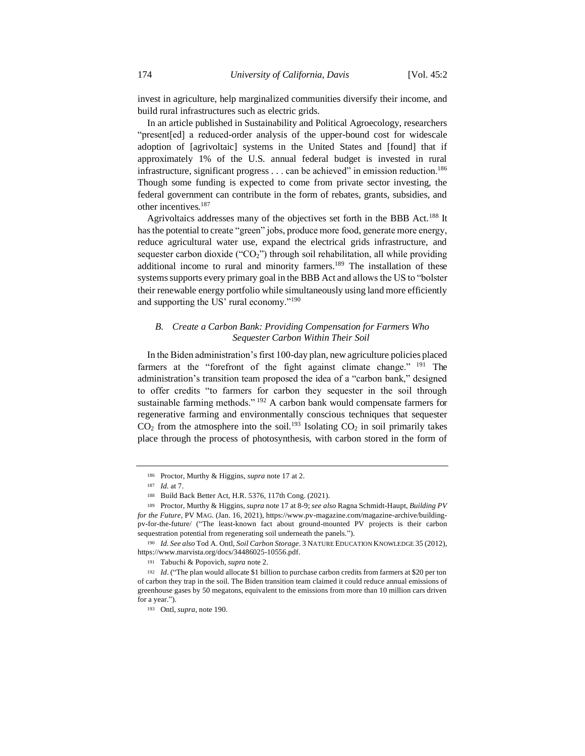invest in agriculture, help marginalized communities diversify their income, and build rural infrastructures such as electric grids.

In an article published in Sustainability and Political Agroecology, researchers "present[ed] a reduced-order analysis of the upper-bound cost for widescale adoption of [agrivoltaic] systems in the United States and [found] that if approximately 1% of the U.S. annual federal budget is invested in rural infrastructure, significant progress . . . can be achieved" in emission reduction.[186] Though some funding is expected to come from private sector investing, the federal government can contribute in the form of rebates, grants, subsidies, and other incentives.[187]

Agrivoltaics addresses many of the objectives set forth in the BBB Act.[188] It has the potential to create "green" jobs, produce more food, generate more energy, reduce agricultural water use, expand the electrical grids infrastructure, and sequester carbon dioxide ("$CO_2$") through soil rehabilitation, all while providing additional income to rural and minority farmers.[189] The installation of these systems supports every primary goal in the BBB Act and allows the US to "bolster their renewable energy portfolio while simultaneously using land more efficiently and supporting the US' rural economy."[190]

### B. *Create a Carbon Bank: Providing Compensation for Farmers Who Sequester Carbon Within Their Soil*

In the Biden administration's first 100-day plan, new agriculture policies placed farmers at the "forefront of the fight against climate change." [191] The administration's transition team proposed the idea of a "carbon bank," designed to offer credits "to farmers for carbon they sequester in the soil through sustainable farming methods." [192] A carbon bank would compensate farmers for regenerative farming and environmentally conscious techniques that sequester $CO_2$ from the atmosphere into the soil.[193] Isolating $CO_2$ in soil primarily takes place through the process of photosynthesis, with carbon stored in the form of

---

186 Proctor, Murthy & Higgins, *supra* note 17 at 2.

187 *Id.* at 7.

188 Build Back Better Act, H.R. 5376, 117th Cong. (2021).

189 Proctor, Murthy & Higgins, *supra* note 17 at 8-9; *see also* Ragna Schmidt-Haupt, *Building PV for the Future*, PV MAG. (Jan. 16, 2021), https://www.pv-magazine.com/magazine-archive/building-pv-for-the-future/ ("The least-known fact about ground-mounted PV projects is their carbon sequestration potential from regenerating soil underneath the panels.").

190 *Id. See also* Tod A. Ontl, *Soil Carbon Storage*. 3 NATURE EDUCATION KNOWLEDGE 35 (2012), https://www.marvista.org/docs/34486025-10556.pdf.

191 Tabuchi & Popovich, *supra* note 2.

192 *Id*. ("The plan would allocate $1 billion to purchase carbon credits from farmers at $20 per ton of carbon they trap in the soil. The Biden transition team claimed it could reduce annual emissions of greenhouse gases by 50 megatons, equivalent to the emissions from more than 10 million cars driven for a year.").

193 Ontl, *supra*, note 190.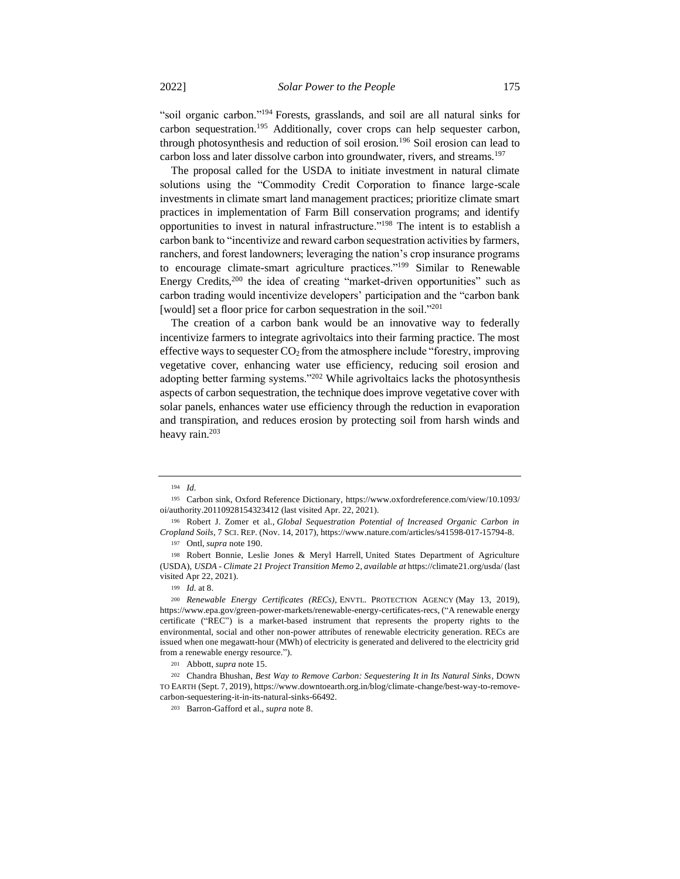"soil organic carbon."[194] Forests, grasslands, and soil are all natural sinks for carbon sequestration.[195] Additionally, cover crops can help sequester carbon, through photosynthesis and reduction of soil erosion.[196] Soil erosion can lead to carbon loss and later dissolve carbon into groundwater, rivers, and streams.[197]

The proposal called for the USDA to initiate investment in natural climate solutions using the "Commodity Credit Corporation to finance large-scale investments in climate smart land management practices; prioritize climate smart practices in implementation of Farm Bill conservation programs; and identify opportunities to invest in natural infrastructure."[198] The intent is to establish a carbon bank to "incentivize and reward carbon sequestration activities by farmers, ranchers, and forest landowners; leveraging the nation's crop insurance programs to encourage climate-smart agriculture practices."[199] Similar to Renewable Energy Credits,[200] the idea of creating "market-driven opportunities" such as carbon trading would incentivize developers' participation and the "carbon bank [would] set a floor price for carbon sequestration in the soil."[201]

The creation of a carbon bank would be an innovative way to federally incentivize farmers to integrate agrivoltaics into their farming practice. The most effective ways to sequester $CO_2$ from the atmosphere include "forestry, improving vegetative cover, enhancing water use efficiency, reducing soil erosion and adopting better farming systems."[202] While agrivoltaics lacks the photosynthesis aspects of carbon sequestration, the technique does improve vegetative cover with solar panels, enhances water use efficiency through the reduction in evaporation and transpiration, and reduces erosion by protecting soil from harsh winds and heavy rain.[203]

---

[194] *Id.*

[195] Carbon sink, Oxford Reference Dictionary, https://www.oxfordreference.com/view/10.1093/oi/authority.20110928154323412 (last visited Apr. 22, 2021).

[196] Robert J. Zomer et al., *Global Sequestration Potential of Increased Organic Carbon in Cropland Soils*, 7 SCI. REP. (Nov. 14, 2017), https://www.nature.com/articles/s41598-017-15794-8.

[197] Ontl, *supra* note 190.

[198] Robert Bonnie, Leslie Jones & Meryl Harrell, United States Department of Agriculture (USDA), *USDA - Climate 21 Project Transition Memo* 2, *available at* https://climate21.org/usda/ (last visited Apr 22, 2021).

[199] *Id.* at 8.

[200] *Renewable Energy Certificates (RECs)*, ENVTL. PROTECTION AGENCY (May 13, 2019), https://www.epa.gov/green-power-markets/renewable-energy-certificates-recs, ("A renewable energy certificate ("REC") is a market-based instrument that represents the property rights to the environmental, social and other non-power attributes of renewable electricity generation. RECs are issued when one megawatt-hour (MWh) of electricity is generated and delivered to the electricity grid from a renewable energy resource.").

[201] Abbott, *supra* note 15.

[202] Chandra Bhushan, *Best Way to Remove Carbon: Sequestering It in Its Natural Sinks*, DOWN TO EARTH (Sept. 7, 2019), https://www.downtoearth.org.in/blog/climate-change/best-way-to-remove-carbon-sequestering-it-in-its-natural-sinks-66492.

[203] Barron-Gafford et al., *supra* note 8.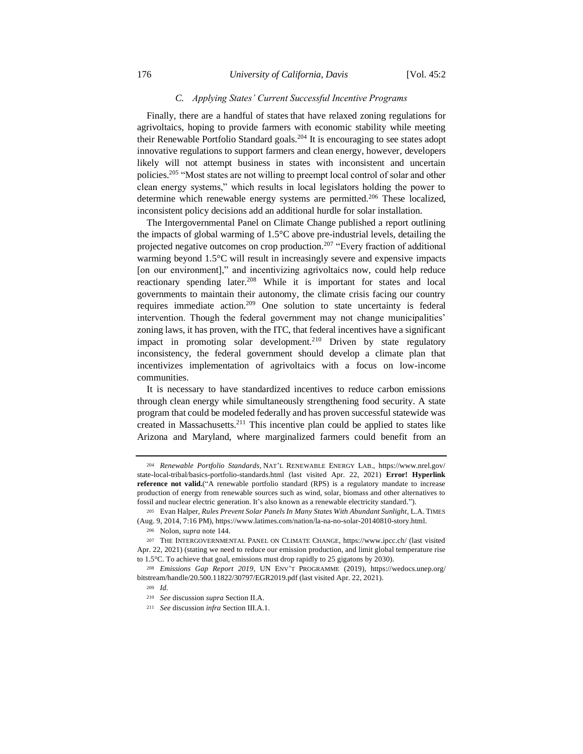### C. *Applying States' Current Successful Incentive Programs*

Finally, there are a handful of states that have relaxed zoning regulations for agrivoltaics, hoping to provide farmers with economic stability while meeting their Renewable Portfolio Standard goals.[204] It is encouraging to see states adopt innovative regulations to support farmers and clean energy, however, developers likely will not attempt business in states with inconsistent and uncertain policies.[205] "Most states are not willing to preempt local control of solar and other clean energy systems," which results in local legislators holding the power to determine which renewable energy systems are permitted.[206] These localized, inconsistent policy decisions add an additional hurdle for solar installation.

The Intergovernmental Panel on Climate Change published a report outlining the impacts of global warming of 1.5°C above pre-industrial levels, detailing the projected negative outcomes on crop production.[207] "Every fraction of additional warming beyond 1.5°C will result in increasingly severe and expensive impacts [on our environment]," and incentivizing agrivoltaics now, could help reduce reactionary spending later.[208] While it is important for states and local governments to maintain their autonomy, the climate crisis facing our country requires immediate action.[209] One solution to state uncertainty is federal intervention. Though the federal government may not change municipalities' zoning laws, it has proven, with the ITC, that federal incentives have a significant impact in promoting solar development.[210] Driven by state regulatory inconsistency, the federal government should develop a climate plan that incentivizes implementation of agrivoltaics with a focus on low-income communities.

It is necessary to have standardized incentives to reduce carbon emissions through clean energy while simultaneously strengthening food security. A state program that could be modeled federally and has proven successful statewide was created in Massachusetts.[211] This incentive plan could be applied to states like Arizona and Maryland, where marginalized farmers could benefit from an

---

[204] *Renewable Portfolio Standards*, NAT'L RENEWABLE ENERGY LAB., https://www.nrel.gov/state-local-tribal/basics-portfolio-standards.html (last visited Apr. 22, 2021) **Error! Hyperlink reference not valid.**("A renewable portfolio standard (RPS) is a regulatory mandate to increase production of energy from renewable sources such as wind, solar, biomass and other alternatives to fossil and nuclear electric generation. It's also known as a renewable electricity standard.").

[205] Evan Halper, *Rules Prevent Solar Panels In Many States With Abundant Sunlight*, L.A. TIMES (Aug. 9, 2014, 7:16 PM), https://www.latimes.com/nation/la-na-no-solar-20140810-story.html.

[206] Nolon, *supra* note 144.

[207] THE INTERGOVERNMENTAL PANEL ON CLIMATE CHANGE, https://www.ipcc.ch/ (last visited Apr. 22, 2021) (stating we need to reduce our emission production, and limit global temperature rise to 1.5°C. To achieve that goal, emissions must drop rapidly to 25 gigatons by 2030).

[208] *Emissions Gap Report 2019*, UN ENV'T PROGRAMME (2019), https://wedocs.unep.org/bitstream/handle/20.500.11822/30797/EGR2019.pdf (last visited Apr. 22, 2021).

[209] *Id.*

[210] *See* discussion *supra* Section II.A.

[211] *See* discussion *infra* Section III.A.1.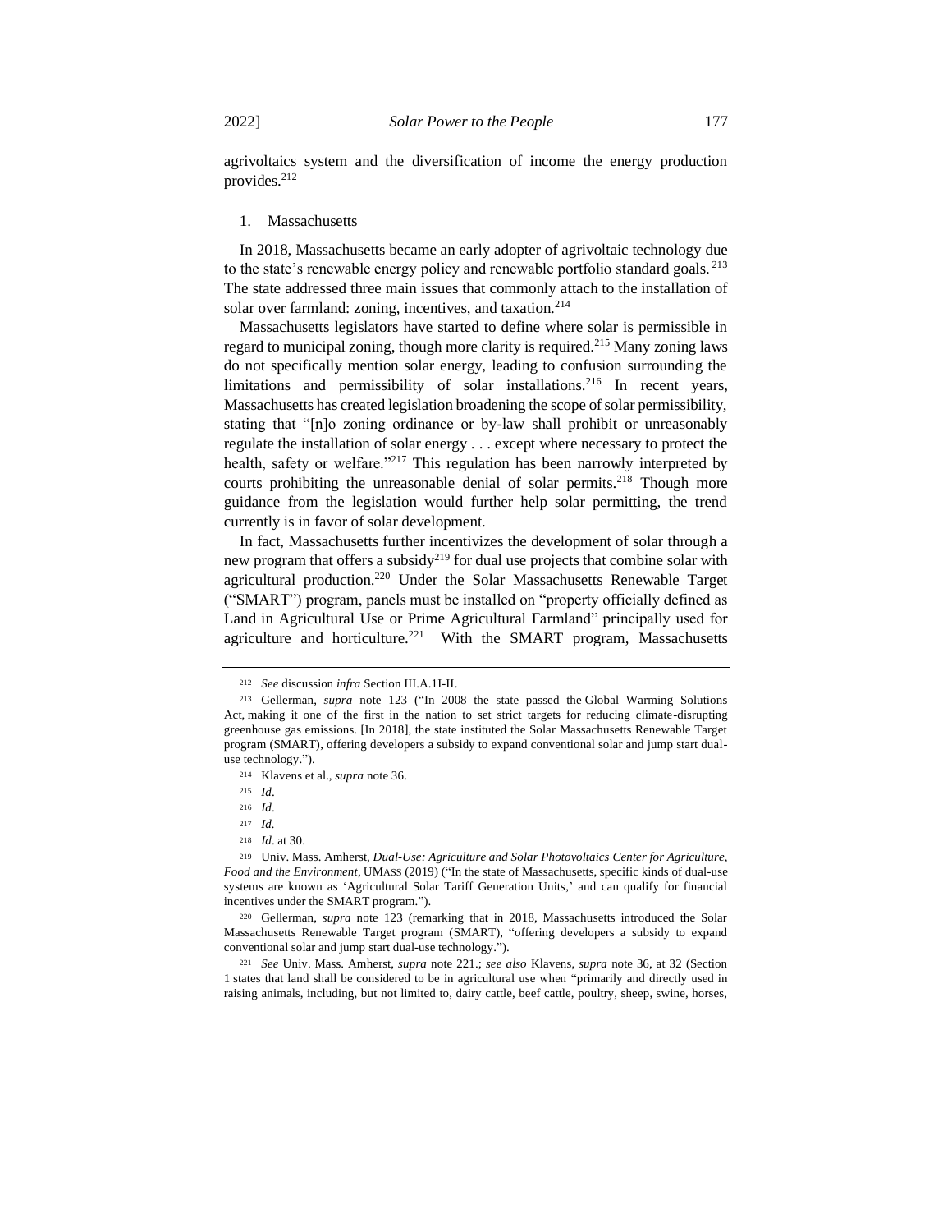agrivoltaics system and the diversification of income the energy production provides.[212]

### 1. Massachusetts

In 2018, Massachusetts became an early adopter of agrivoltaic technology due to the state's renewable energy policy and renewable portfolio standard goals.[213] The state addressed three main issues that commonly attach to the installation of solar over farmland: zoning, incentives, and taxation.[214]

Massachusetts legislators have started to define where solar is permissible in regard to municipal zoning, though more clarity is required.[215] Many zoning laws do not specifically mention solar energy, leading to confusion surrounding the limitations and permissibility of solar installations.[216] In recent years, Massachusetts has created legislation broadening the scope of solar permissibility, stating that "[n]o zoning ordinance or by-law shall prohibit or unreasonably regulate the installation of solar energy . . . except where necessary to protect the health, safety or welfare."[217] This regulation has been narrowly interpreted by courts prohibiting the unreasonable denial of solar permits.[218] Though more guidance from the legislation would further help solar permitting, the trend currently is in favor of solar development.

In fact, Massachusetts further incentivizes the development of solar through a new program that offers a subsidy[219] for dual use projects that combine solar with agricultural production.[220] Under the Solar Massachusetts Renewable Target ("SMART") program, panels must be installed on "property officially defined as Land in Agricultural Use or Prime Agricultural Farmland" principally used for agriculture and horticulture.[221] With the SMART program, Massachusetts

---

[212] *See* discussion *infra* Section III.A.1I-II.

[213] Gellerman, *supra* note 123 ("In 2008 the state passed the Global Warming Solutions Act, making it one of the first in the nation to set strict targets for reducing climate-disrupting greenhouse gas emissions. [In 2018], the state instituted the Solar Massachusetts Renewable Target program (SMART), offering developers a subsidy to expand conventional solar and jump start dual-use technology.").

[214] Klavens et al., *supra* note 36.

[215] *Id*.

[216] *Id*.

[217] *Id*.

[218] *Id*. at 30.

[219] Univ. Mass. Amherst, *Dual-Use: Agriculture and Solar Photovoltaics Center for Agriculture, Food and the Environment*, UMASS (2019) ("In the state of Massachusetts, specific kinds of dual-use systems are known as 'Agricultural Solar Tariff Generation Units,' and can qualify for financial incentives under the SMART program.").

[220] Gellerman, *supra* note 123 (remarking that in 2018, Massachusetts introduced the Solar Massachusetts Renewable Target program (SMART), "offering developers a subsidy to expand conventional solar and jump start dual-use technology.").

[221] *See* Univ. Mass. Amherst, *supra* note 221.; *see also* Klavens, *supra* note 36, at 32 (Section 1 states that land shall be considered to be in agricultural use when "primarily and directly used in raising animals, including, but not limited to, dairy cattle, beef cattle, poultry, sheep, swine, horses,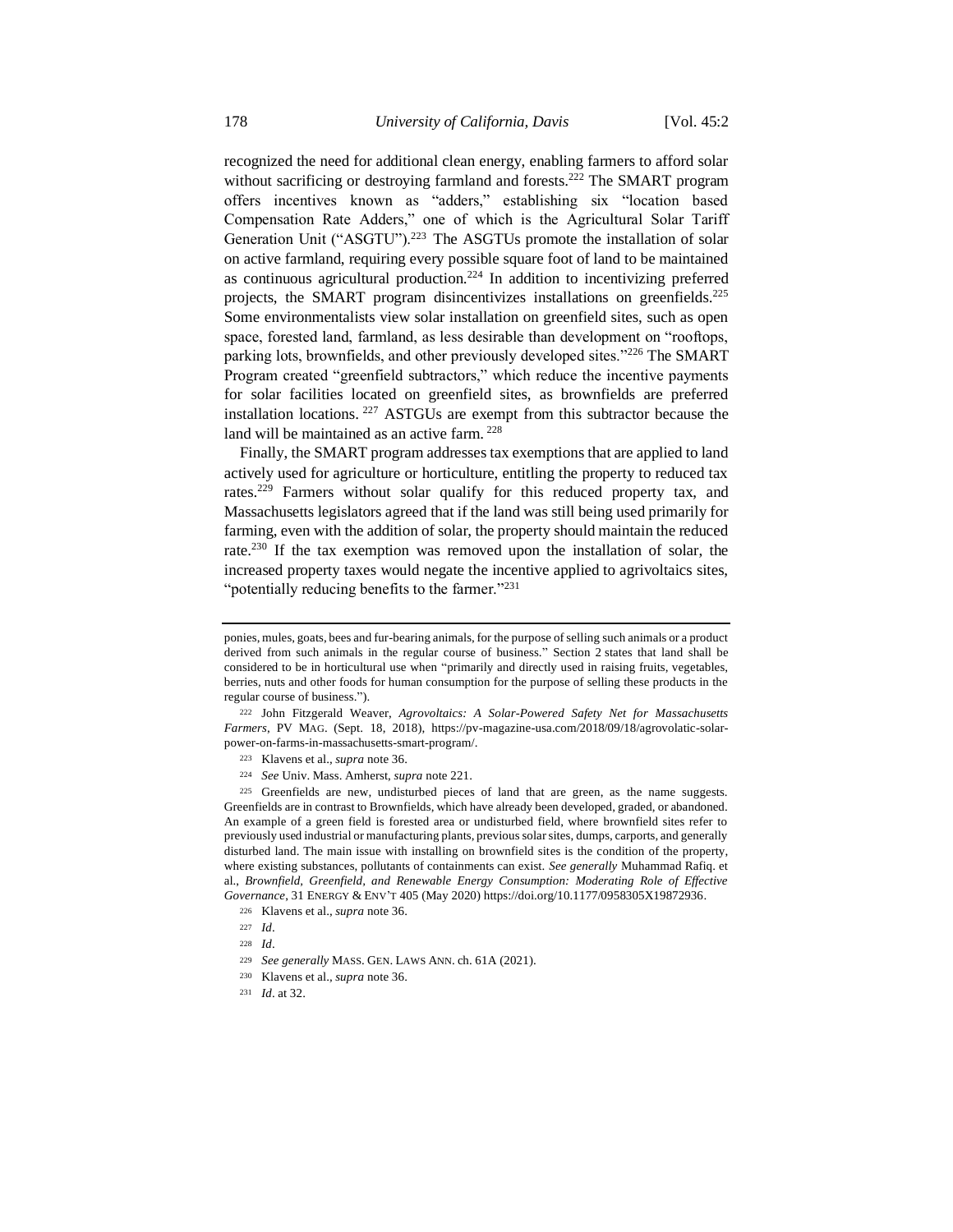recognized the need for additional clean energy, enabling farmers to afford solar without sacrificing or destroying farmland and forests.[222] The SMART program offers incentives known as "adders," establishing six "location based Compensation Rate Adders," one of which is the Agricultural Solar Tariff Generation Unit ("ASGTU").[223] The ASGTUs promote the installation of solar on active farmland, requiring every possible square foot of land to be maintained as continuous agricultural production.[224] In addition to incentivizing preferred projects, the SMART program disincentivizes installations on greenfields.[225] Some environmentalists view solar installation on greenfield sites, such as open space, forested land, farmland, as less desirable than development on "rooftops, parking lots, brownfields, and other previously developed sites."[226] The SMART Program created "greenfield subtractors," which reduce the incentive payments for solar facilities located on greenfield sites, as brownfields are preferred installation locations.[227] ASTGUs are exempt from this subtractor because the land will be maintained as an active farm.[228]

Finally, the SMART program addresses tax exemptions that are applied to land actively used for agriculture or horticulture, entitling the property to reduced tax rates.[229] Farmers without solar qualify for this reduced property tax, and Massachusetts legislators agreed that if the land was still being used primarily for farming, even with the addition of solar, the property should maintain the reduced rate.[230] If the tax exemption was removed upon the installation of solar, the increased property taxes would negate the incentive applied to agrivoltaics sites, "potentially reducing benefits to the farmer."[231]

---

ponies, mules, goats, bees and fur-bearing animals, for the purpose of selling such animals or a product derived from such animals in the regular course of business." Section 2 states that land shall be considered to be in horticultural use when "primarily and directly used in raising fruits, vegetables, berries, nuts and other foods for human consumption for the purpose of selling these products in the regular course of business.").

[222] John Fitzgerald Weaver, *Agrovoltaics: A Solar-Powered Safety Net for Massachusetts Farmers*, PV MAG. (Sept. 18, 2018), https://pv-magazine-usa.com/2018/09/18/agrovolatic-solar-power-on-farms-in-massachusetts-smart-program/.

[223] Klavens et al., *supra* note 36.

[224] *See* Univ. Mass. Amherst, *supra* note 221.

[225] Greenfields are new, undisturbed pieces of land that are green, as the name suggests. Greenfields are in contrast to Brownfields, which have already been developed, graded, or abandoned. An example of a green field is forested area or undisturbed field, where brownfield sites refer to previously used industrial or manufacturing plants, previous solar sites, dumps, carports, and generally disturbed land. The main issue with installing on brownfield sites is the condition of the property, where existing substances, pollutants of containments can exist. *See generally* Muhammad Rafiq. et al., *Brownfield, Greenfield, and Renewable Energy Consumption: Moderating Role of Effective Governance*, 31 ENERGY & ENV'T 405 (May 2020) https://doi.org/10.1177/0958305X19872936.

[226] Klavens et al., *supra* note 36.

[227] *Id*.

[228] *Id*.

[229] *See generally* MASS. GEN. LAWS ANN. ch. 61A (2021).

[230] Klavens et al., *supra* note 36.

[231] *Id*. at 32.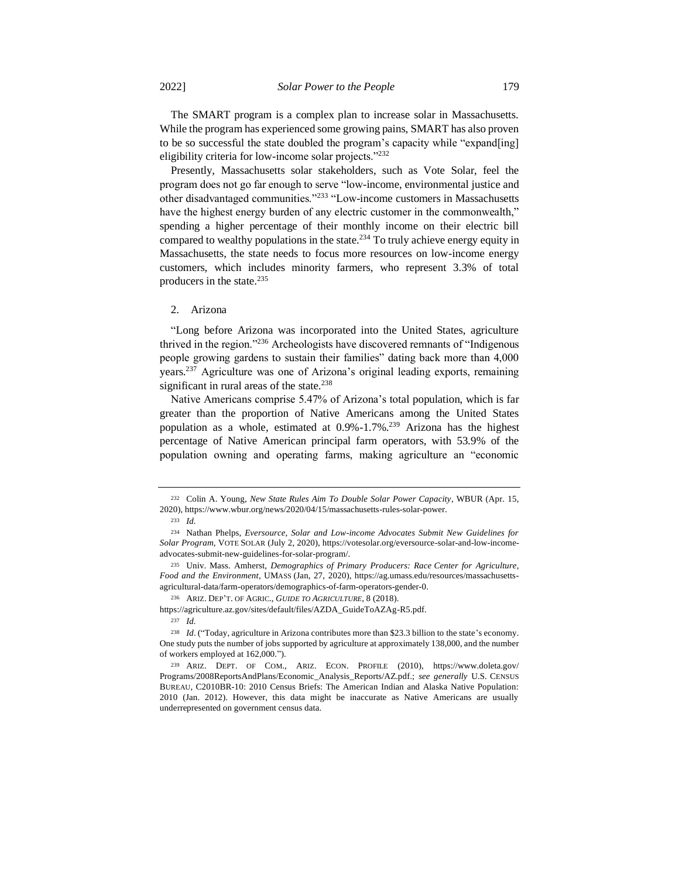The SMART program is a complex plan to increase solar in Massachusetts. While the program has experienced some growing pains, SMART has also proven to be so successful the state doubled the program's capacity while "expand[ing] eligibility criteria for low-income solar projects."[232]

Presently, Massachusetts solar stakeholders, such as Vote Solar, feel the program does not go far enough to serve "low-income, environmental justice and other disadvantaged communities."[233] "Low-income customers in Massachusetts have the highest energy burden of any electric customer in the commonwealth," spending a higher percentage of their monthly income on their electric bill compared to wealthy populations in the state.[234] To truly achieve energy equity in Massachusetts, the state needs to focus more resources on low-income energy customers, which includes minority farmers, who represent 3.3% of total producers in the state.[235]

### 2. Arizona

"Long before Arizona was incorporated into the United States, agriculture thrived in the region."[236] Archeologists have discovered remnants of "Indigenous people growing gardens to sustain their families" dating back more than 4,000 years.[237] Agriculture was one of Arizona's original leading exports, remaining significant in rural areas of the state.[238]

Native Americans comprise 5.47% of Arizona's total population, which is far greater than the proportion of Native Americans among the United States population as a whole, estimated at 0.9%-1.7%.[239] Arizona has the highest percentage of Native American principal farm operators, with 53.9% of the population owning and operating farms, making agriculture an "economic

---

[232] Colin A. Young, *New State Rules Aim To Double Solar Power Capacity*, WBUR (Apr. 15, 2020), https://www.wbur.org/news/2020/04/15/massachusetts-rules-solar-power.

[233] *Id.*

[234] Nathan Phelps, *Eversource, Solar and Low-income Advocates Submit New Guidelines for Solar Program*, VOTE SOLAR (July 2, 2020), https://votesolar.org/eversource-solar-and-low-income-advocates-submit-new-guidelines-for-solar-program/.

[235] Univ. Mass. Amherst, *Demographics of Primary Producers: Race Center for Agriculture, Food and the Environment*, UMASS (Jan, 27, 2020), https://ag.umass.edu/resources/massachusetts-agricultural-data/farm-operators/demographics-of-farm-operators-gender-0.

[236] ARIZ. DEP'T. OF AGRIC., *GUIDE TO AGRICULTURE*, 8 (2018). https://agriculture.az.gov/sites/default/files/AZDA_GuideToAZAg-R5.pdf.

[237] *Id.*

[238] *Id*. ("Today, agriculture in Arizona contributes more than $23.3 billion to the state's economy. One study puts the number of jobs supported by agriculture at approximately 138,000, and the number of workers employed at 162,000.").

[239] ARIZ. DEPT. OF COM., ARIZ. ECON. PROFILE (2010), https://www.doleta.gov/Programs/2008ReportsAndPlans/Economic_Analysis_Reports/AZ.pdf.; *see generally* U.S. CENSUS BUREAU, C2010BR-10: 2010 Census Briefs: The American Indian and Alaska Native Population: 2010 (Jan. 2012). However, this data might be inaccurate as Native Americans are usually underrepresented on government census data.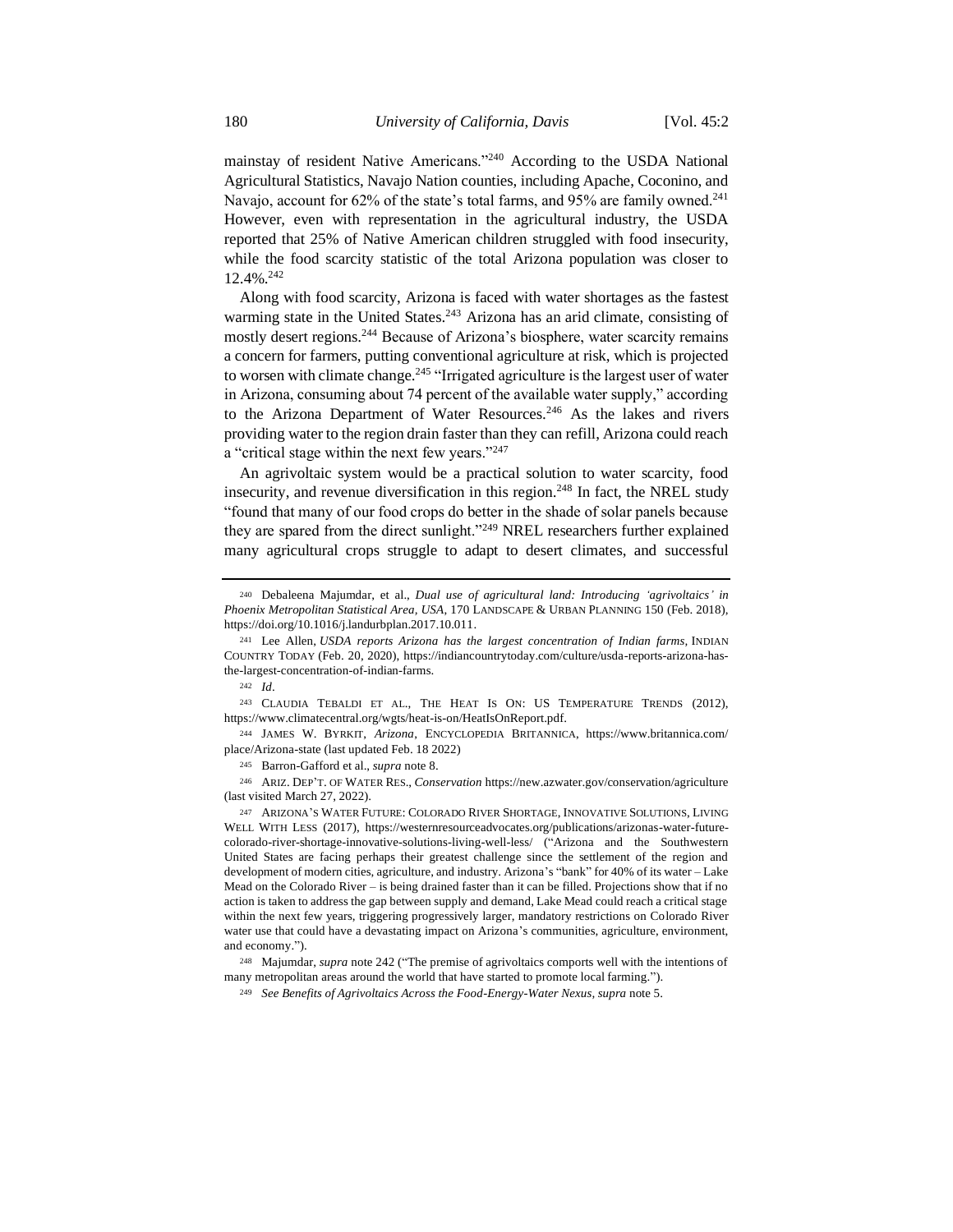mainstay of resident Native Americans."[240] According to the USDA National Agricultural Statistics, Navajo Nation counties, including Apache, Coconino, and Navajo, account for 62% of the state's total farms, and 95% are family owned.[241] However, even with representation in the agricultural industry, the USDA reported that 25% of Native American children struggled with food insecurity, while the food scarcity statistic of the total Arizona population was closer to 12.4%.[242]

Along with food scarcity, Arizona is faced with water shortages as the fastest warming state in the United States.[243] Arizona has an arid climate, consisting of mostly desert regions.[244] Because of Arizona's biosphere, water scarcity remains a concern for farmers, putting conventional agriculture at risk, which is projected to worsen with climate change.[245] "Irrigated agriculture is the largest user of water in Arizona, consuming about 74 percent of the available water supply," according to the Arizona Department of Water Resources.[246] As the lakes and rivers providing water to the region drain faster than they can refill, Arizona could reach a "critical stage within the next few years."[247]

An agrivoltaic system would be a practical solution to water scarcity, food insecurity, and revenue diversification in this region.[248] In fact, the NREL study "found that many of our food crops do better in the shade of solar panels because they are spared from the direct sunlight."[249] NREL researchers further explained many agricultural crops struggle to adapt to desert climates, and successful

---

240 Debaleena Majumdar, et al., *Dual use of agricultural land: Introducing 'agrivoltaics' in Phoenix Metropolitan Statistical Area, USA*, 170 LANDSCAPE & URBAN PLANNING 150 (Feb. 2018), https://doi.org/10.1016/j.landurbplan.2017.10.011.

241 Lee Allen, *USDA reports Arizona has the largest concentration of Indian farms*, INDIAN COUNTRY TODAY (Feb. 20, 2020), https://indiancountrytoday.com/culture/usda-reports-arizona-has-the-largest-concentration-of-indian-farms.

242 *Id*.

243 CLAUDIA TEBALDI ET AL., THE HEAT IS ON: US TEMPERATURE TRENDS (2012), https://www.climatecentral.org/wgts/heat-is-on/HeatIsOnReport.pdf.

244 JAMES W. BYRKIT, *Arizona*, ENCYCLOPEDIA BRITANNICA, https://www.britannica.com/place/Arizona-state (last updated Feb. 18 2022)

245 Barron-Gafford et al., *supra* note 8.

246 ARIZ. DEP'T. OF WATER RES., *Conservation* https://new.azwater.gov/conservation/agriculture (last visited March 27, 2022).

247 ARIZONA'S WATER FUTURE: COLORADO RIVER SHORTAGE, INNOVATIVE SOLUTIONS, LIVING WELL WITH LESS (2017), https://westernresourceadvocates.org/publications/arizonas-water-future-colorado-river-shortage-innovative-solutions-living-well-less/ ("Arizona and the Southwestern United States are facing perhaps their greatest challenge since the settlement of the region and development of modern cities, agriculture, and industry. Arizona's "bank" for 40% of its water – Lake Mead on the Colorado River – is being drained faster than it can be filled. Projections show that if no action is taken to address the gap between supply and demand, Lake Mead could reach a critical stage within the next few years, triggering progressively larger, mandatory restrictions on Colorado River water use that could have a devastating impact on Arizona's communities, agriculture, environment, and economy.").

248 Majumdar, *supra* note 242 ("The premise of agrivoltaics comports well with the intentions of many metropolitan areas around the world that have started to promote local farming.").

249 *See Benefits of Agrivoltaics Across the Food-Energy-Water Nexus*, *supra* note 5.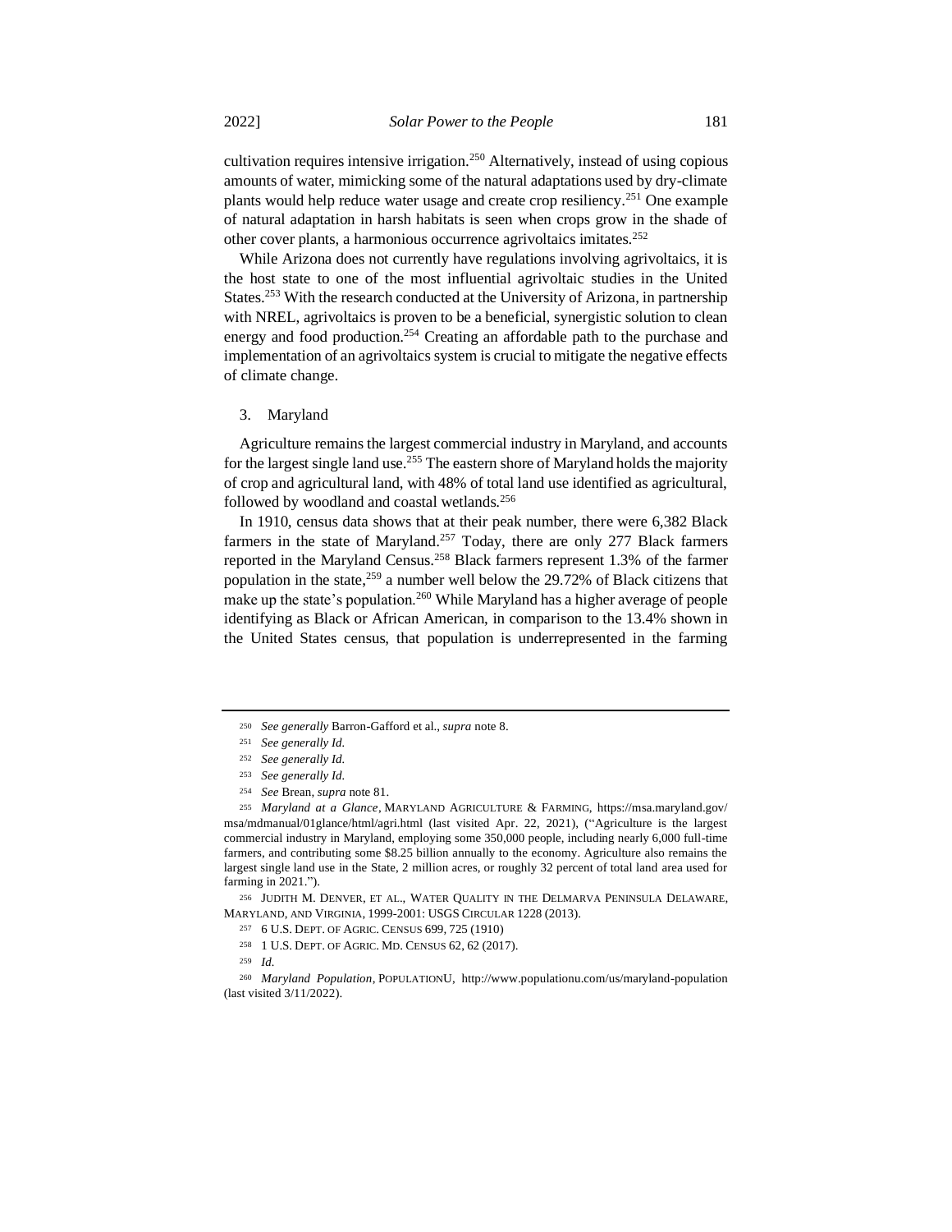cultivation requires intensive irrigation.[250] Alternatively, instead of using copious amounts of water, mimicking some of the natural adaptations used by dry-climate plants would help reduce water usage and create crop resiliency.[251] One example of natural adaptation in harsh habitats is seen when crops grow in the shade of other cover plants, a harmonious occurrence agrivoltaics imitates.[252]

While Arizona does not currently have regulations involving agrivoltaics, it is the host state to one of the most influential agrivoltaic studies in the United States.[253] With the research conducted at the University of Arizona, in partnership with NREL, agrivoltaics is proven to be a beneficial, synergistic solution to clean energy and food production.[254] Creating an affordable path to the purchase and implementation of an agrivoltaics system is crucial to mitigate the negative effects of climate change.

### 3. Maryland

Agriculture remains the largest commercial industry in Maryland, and accounts for the largest single land use.[255] The eastern shore of Maryland holds the majority of crop and agricultural land, with 48% of total land use identified as agricultural, followed by woodland and coastal wetlands.[256]

In 1910, census data shows that at their peak number, there were 6,382 Black farmers in the state of Maryland.[257] Today, there are only 277 Black farmers reported in the Maryland Census.[258] Black farmers represent 1.3% of the farmer population in the state,[259] a number well below the 29.72% of Black citizens that make up the state's population.[260] While Maryland has a higher average of people identifying as Black or African American, in comparison to the 13.4% shown in the United States census, that population is underrepresented in the farming

---

250 *See generally* Barron-Gafford et al., *supra* note 8.

251 *See generally Id.*

252 *See generally Id.*

253 *See generally Id.*

254 *See* Brean, *supra* note 81.

255 *Maryland at a Glance*, MARYLAND AGRICULTURE & FARMING, https://msa.maryland.gov/msa/mdmanual/01glance/html/agri.html (last visited Apr. 22, 2021), ("Agriculture is the largest commercial industry in Maryland, employing some 350,000 people, including nearly 6,000 full-time farmers, and contributing some $8.25 billion annually to the economy. Agriculture also remains the largest single land use in the State, 2 million acres, or roughly 32 percent of total land area used for farming in 2021.").

256 JUDITH M. DENVER, ET AL., WATER QUALITY IN THE DELMARVA PENINSULA DELAWARE, MARYLAND, AND VIRGINIA, 1999-2001: USGS CIRCULAR 1228 (2013).

257 6 U.S. DEPT. OF AGRIC. CENSUS 699, 725 (1910)

258 1 U.S. DEPT. OF AGRIC. MD. CENSUS 62, 62 (2017).

259 *Id.*

260 *Maryland Population*, POPULATIONU, http://www.populationu.com/us/maryland-population (last visited 3/11/2022).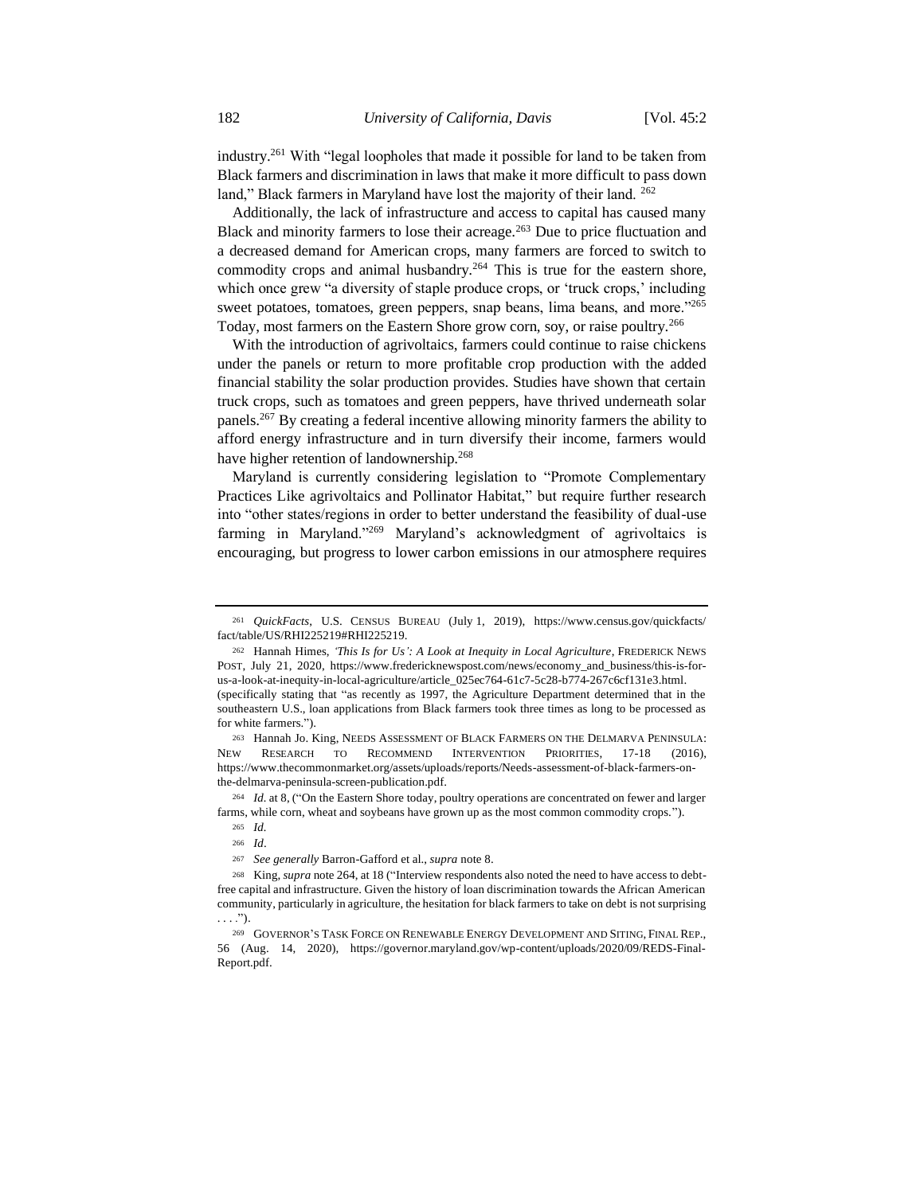industry.[261] With "legal loopholes that made it possible for land to be taken from Black farmers and discrimination in laws that make it more difficult to pass down land," Black farmers in Maryland have lost the majority of their land. [262]

Additionally, the lack of infrastructure and access to capital has caused many Black and minority farmers to lose their acreage.[263] Due to price fluctuation and a decreased demand for American crops, many farmers are forced to switch to commodity crops and animal husbandry.[264] This is true for the eastern shore, which once grew "a diversity of staple produce crops, or 'truck crops,' including sweet potatoes, tomatoes, green peppers, snap beans, lima beans, and more."[265] Today, most farmers on the Eastern Shore grow corn, soy, or raise poultry.[266]

With the introduction of agrivoltaics, farmers could continue to raise chickens under the panels or return to more profitable crop production with the added financial stability the solar production provides. Studies have shown that certain truck crops, such as tomatoes and green peppers, have thrived underneath solar panels.[267] By creating a federal incentive allowing minority farmers the ability to afford energy infrastructure and in turn diversify their income, farmers would have higher retention of landownership.[268]

Maryland is currently considering legislation to "Promote Complementary Practices Like agrivoltaics and Pollinator Habitat," but require further research into "other states/regions in order to better understand the feasibility of dual-use farming in Maryland."[269] Maryland's acknowledgment of agrivoltaics is encouraging, but progress to lower carbon emissions in our atmosphere requires

---

[261] *QuickFacts*, U.S. CENSUS BUREAU (July 1, 2019), https://www.census.gov/quickfacts/fact/table/US/RHI225219#RHI225219.

[262] Hannah Himes, *'This Is for Us': A Look at Inequity in Local Agriculture*, FREDERICK NEWS POST, July 21, 2020, https://www.fredericknewspost.com/news/economy_and_business/this-is-for-us-a-look-at-inequity-in-local-agriculture/article_025ec764-61c7-5c28-b774-267c6cf131e3.html. (specifically stating that "as recently as 1997, the Agriculture Department determined that in the southeastern U.S., loan applications from Black farmers took three times as long to be processed as for white farmers.").

[263] Hannah Jo. King, NEEDS ASSESSMENT OF BLACK FARMERS ON THE DELMARVA PENINSULA: NEW RESEARCH TO RECOMMEND INTERVENTION PRIORITIES, 17-18 (2016), https://www.thecommonmarket.org/assets/uploads/reports/Needs-assessment-of-black-farmers-on-the-delmarva-peninsula-screen-publication.pdf.

[264] *Id.* at 8, ("On the Eastern Shore today, poultry operations are concentrated on fewer and larger farms, while corn, wheat and soybeans have grown up as the most common commodity crops.").

[265] *Id.*

[266] *Id*.

[267] *See generally* Barron-Gafford et al., *supra* note 8.

[268] King, *supra* note 264, at 18 ("Interview respondents also noted the need to have access to debt-free capital and infrastructure. Given the history of loan discrimination towards the African American community, particularly in agriculture, the hesitation for black farmers to take on debt is not surprising . . . .").

[269] GOVERNOR'S TASK FORCE ON RENEWABLE ENERGY DEVELOPMENT AND SITING, FINAL REP., 56 (Aug. 14, 2020), https://governor.maryland.gov/wp-content/uploads/2020/09/REDS-Final-Report.pdf.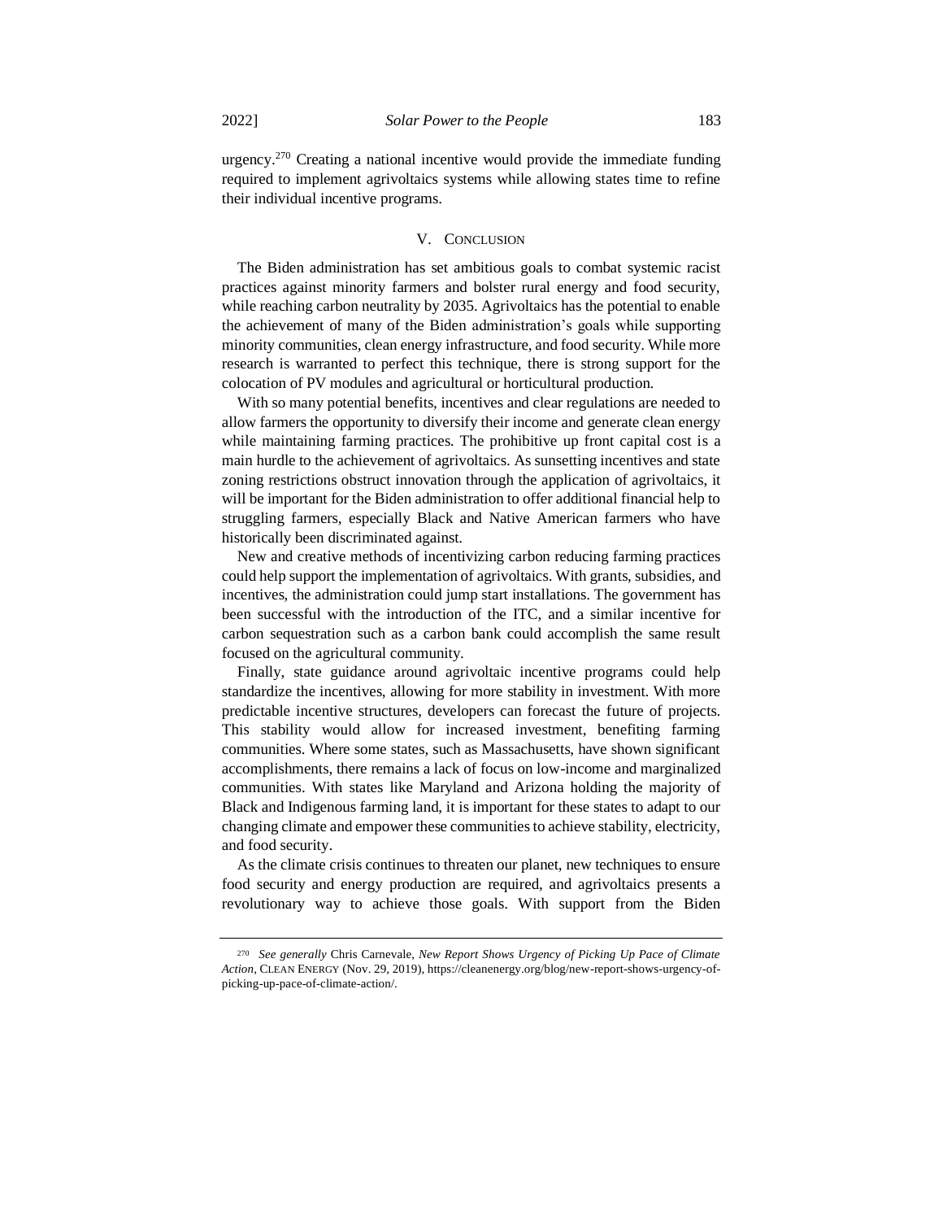urgency.[270] Creating a national incentive would provide the immediate funding required to implement agrivoltaics systems while allowing states time to refine their individual incentive programs.

## V. Conclusion

The Biden administration has set ambitious goals to combat systemic racist practices against minority farmers and bolster rural energy and food security, while reaching carbon neutrality by 2035. Agrivoltaics has the potential to enable the achievement of many of the Biden administration's goals while supporting minority communities, clean energy infrastructure, and food security. While more research is warranted to perfect this technique, there is strong support for the colocation of PV modules and agricultural or horticultural production.

With so many potential benefits, incentives and clear regulations are needed to allow farmers the opportunity to diversify their income and generate clean energy while maintaining farming practices. The prohibitive up front capital cost is a main hurdle to the achievement of agrivoltaics. As sunsetting incentives and state zoning restrictions obstruct innovation through the application of agrivoltaics, it will be important for the Biden administration to offer additional financial help to struggling farmers, especially Black and Native American farmers who have historically been discriminated against.

New and creative methods of incentivizing carbon reducing farming practices could help support the implementation of agrivoltaics. With grants, subsidies, and incentives, the administration could jump start installations. The government has been successful with the introduction of the ITC, and a similar incentive for carbon sequestration such as a carbon bank could accomplish the same result focused on the agricultural community.

Finally, state guidance around agrivoltaic incentive programs could help standardize the incentives, allowing for more stability in investment. With more predictable incentive structures, developers can forecast the future of projects. This stability would allow for increased investment, benefiting farming communities. Where some states, such as Massachusetts, have shown significant accomplishments, there remains a lack of focus on low-income and marginalized communities. With states like Maryland and Arizona holding the majority of Black and Indigenous farming land, it is important for these states to adapt to our changing climate and empower these communities to achieve stability, electricity, and food security.

As the climate crisis continues to threaten our planet, new techniques to ensure food security and energy production are required, and agrivoltaics presents a revolutionary way to achieve those goals. With support from the Biden

---

[270] *See generally* Chris Carnevale, *New Report Shows Urgency of Picking Up Pace of Climate Action*, CLEAN ENERGY (Nov. 29, 2019), https://cleanenergy.org/blog/new-report-shows-urgency-of-picking-up-pace-of-climate-action/.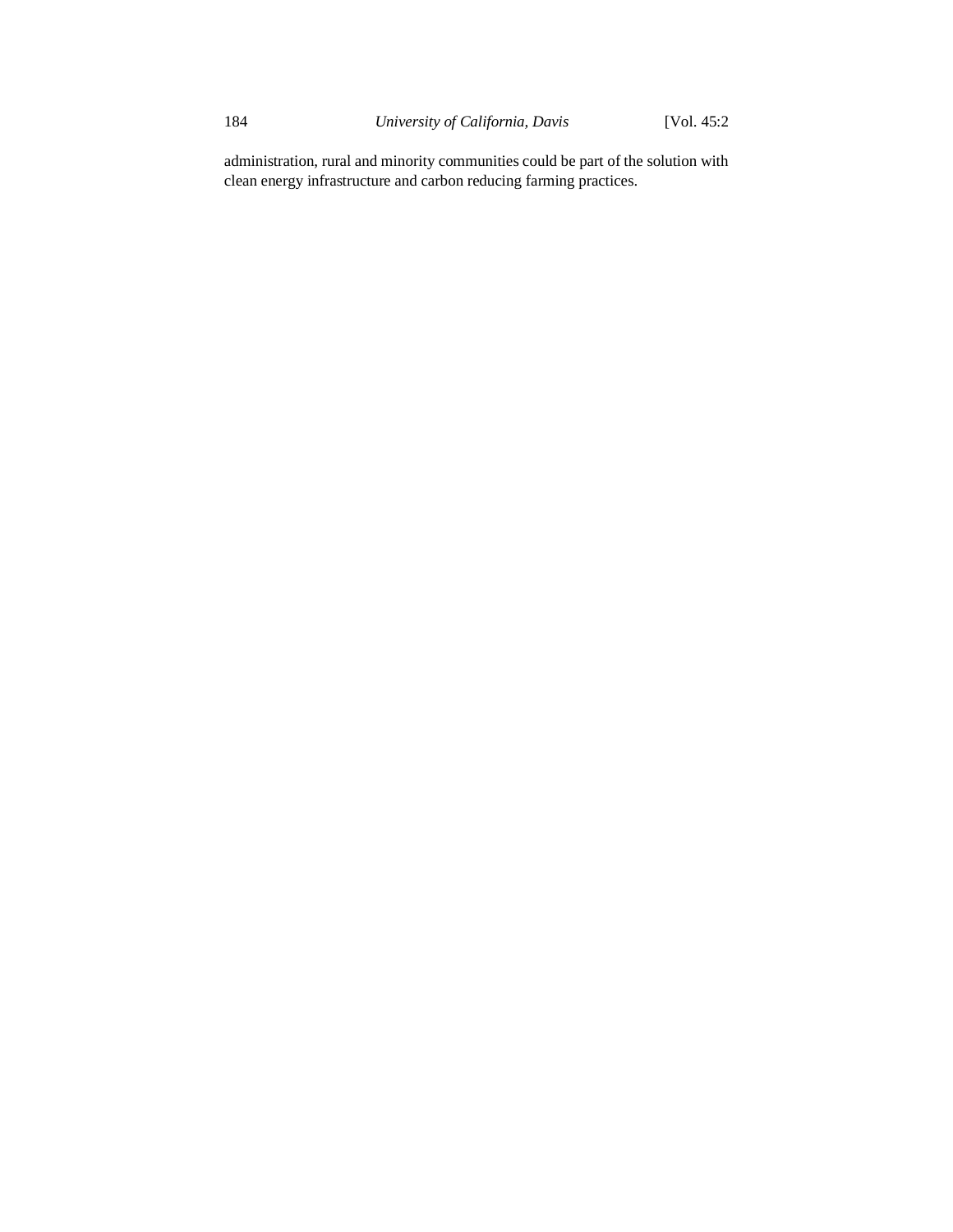administration, rural and minority communities could be part of the solution with clean energy infrastructure and carbon reducing farming practices.